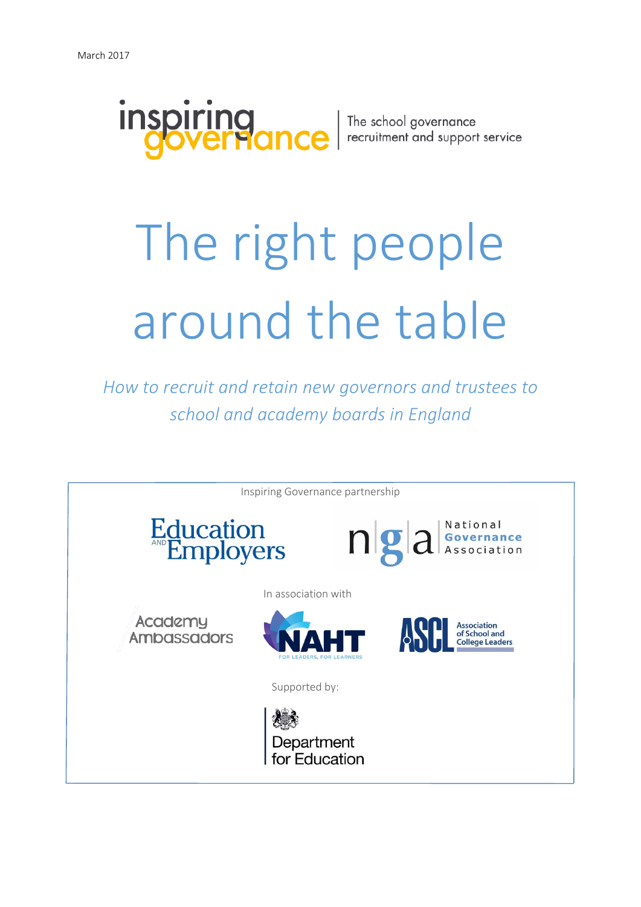March 2017

inspiring governance | The school governance recruitment and support service

# The right people around the table

*How to recruit and retain new governors and trustees to school and academy boards in England*

Inspiring Governance partnership

Education and Employers

National Governance Association

In association with

Academy Ambassadors

NAHT — For leaders, for learners

ASCL — Association of School and College Leaders

Supported by:

Department for Education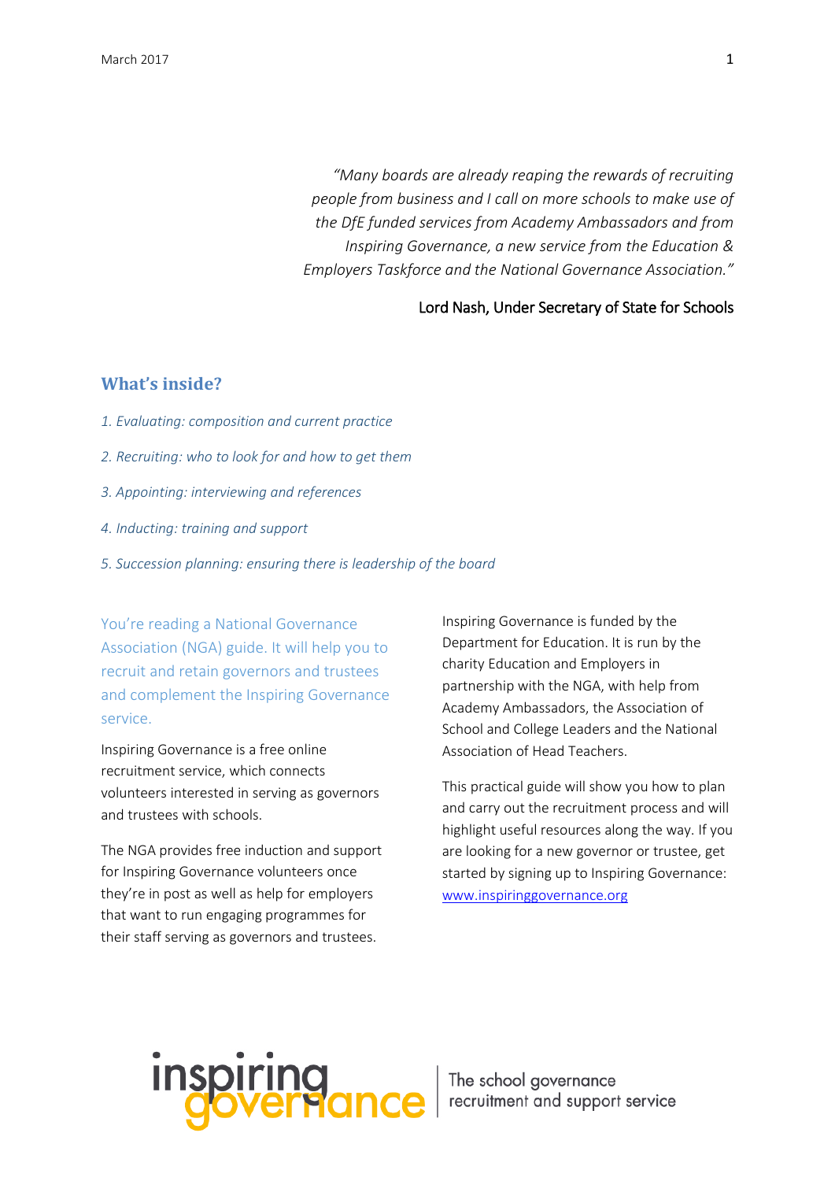*"Many boards are already reaping the rewards of recruiting people from business and I call on more schools to make use of the DfE funded services from Academy Ambassadors and from Inspiring Governance, a new service from the Education & Employers Taskforce and the National Governance Association."*

Lord Nash, Under Secretary of State for Schools

## What's inside?

*1. Evaluating: composition and current practice*

*2. Recruiting: who to look for and how to get them*

*3. Appointing: interviewing and references*

*4. Inducting: training and support*

*5. Succession planning: ensuring there is leadership of the board*

You're reading a National Governance Association (NGA) guide. It will help you to recruit and retain governors and trustees and complement the Inspiring Governance service.

Inspiring Governance is a free online recruitment service, which connects volunteers interested in serving as governors and trustees with schools.

The NGA provides free induction and support for Inspiring Governance volunteers once they're in post as well as help for employers that want to run engaging programmes for their staff serving as governors and trustees.

Inspiring Governance is funded by the Department for Education. It is run by the charity Education and Employers in partnership with the NGA, with help from Academy Ambassadors, the Association of School and College Leaders and the National Association of Head Teachers.

This practical guide will show you how to plan and carry out the recruitment process and will highlight useful resources along the way. If you are looking for a new governor or trustee, get started by signing up to Inspiring Governance: www.inspiringgovernance.org

inspiring governance | The school governance recruitment and support service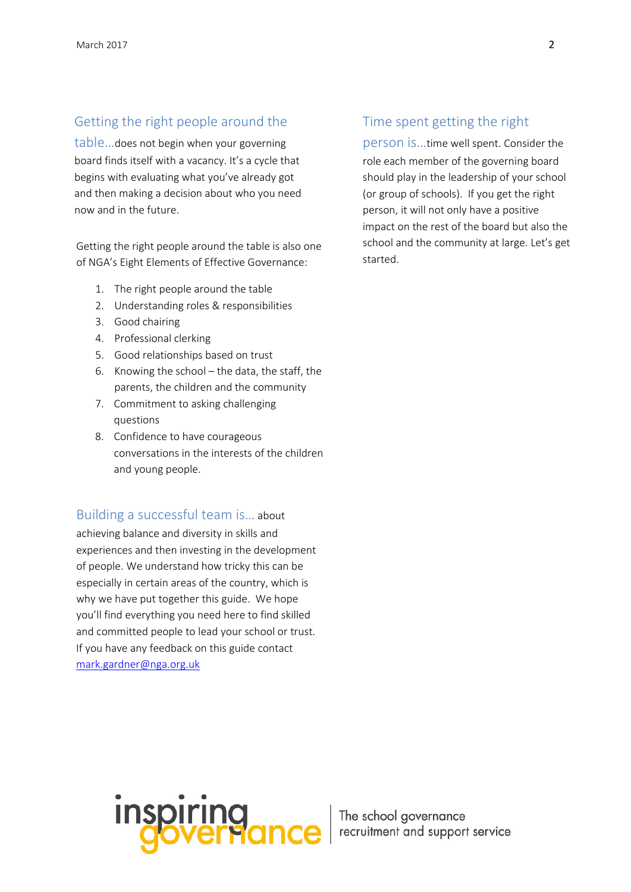**Getting the right people around the table...** does not begin when your governing board finds itself with a vacancy. It's a cycle that begins with evaluating what you've already got and then making a decision about who you need now and in the future.

Getting the right people around the table is also one of NGA's Eight Elements of Effective Governance:

1. The right people around the table
2. Understanding roles & responsibilities
3. Good chairing
4. Professional clerking
5. Good relationships based on trust
6. Knowing the school – the data, the staff, the parents, the children and the community
7. Commitment to asking challenging questions
8. Confidence to have courageous conversations in the interests of the children and young people.

**Building a successful team is...** about achieving balance and diversity in skills and experiences and then investing in the development of people. We understand how tricky this can be especially in certain areas of the country, which is why we have put together this guide. We hope you'll find everything you need here to find skilled and committed people to lead your school or trust. If you have any feedback on this guide contact mark.gardner@nga.org.uk

**Time spent getting the right person is...** time well spent. Consider the role each member of the governing board should play in the leadership of your school (or group of schools). If you get the right person, it will not only have a positive impact on the rest of the board but also the school and the community at large. Let's get started.

inspiring governance | The school governance recruitment and support service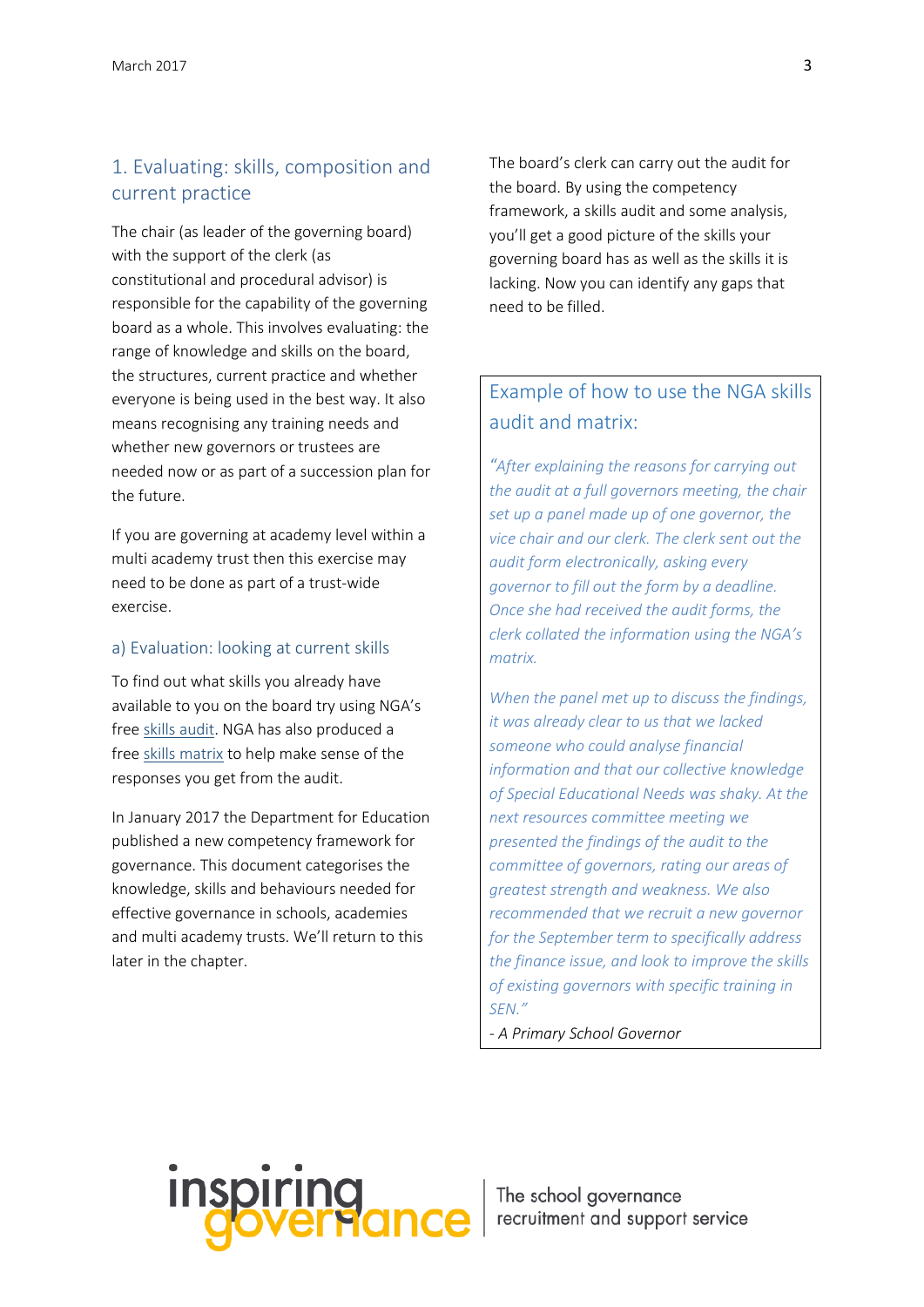## 1. Evaluating: skills, composition and current practice

The chair (as leader of the governing board) with the support of the clerk (as constitutional and procedural advisor) is responsible for the capability of the governing board as a whole. This involves evaluating: the range of knowledge and skills on the board, the structures, current practice and whether everyone is being used in the best way. It also means recognising any training needs and whether new governors or trustees are needed now or as part of a succession plan for the future.

If you are governing at academy level within a multi academy trust then this exercise may need to be done as part of a trust-wide exercise.

### a) Evaluation: looking at current skills

To find out what skills you already have available to you on the board try using NGA's free skills audit. NGA has also produced a free skills matrix to help make sense of the responses you get from the audit.

In January 2017 the Department for Education published a new competency framework for governance. This document categorises the knowledge, skills and behaviours needed for effective governance in schools, academies and multi academy trusts. We'll return to this later in the chapter.

The board's clerk can carry out the audit for the board. By using the competency framework, a skills audit and some analysis, you'll get a good picture of the skills your governing board has as well as the skills it is lacking. Now you can identify any gaps that need to be filled.

> ### Example of how to use the NGA skills audit and matrix:
>
> *"After explaining the reasons for carrying out the audit at a full governors meeting, the chair set up a panel made up of one governor, the vice chair and our clerk. The clerk sent out the audit form electronically, asking every governor to fill out the form by a deadline. Once she had received the audit forms, the clerk collated the information using the NGA's matrix.*
>
> *When the panel met up to discuss the findings, it was already clear to us that we lacked someone who could analyse financial information and that our collective knowledge of Special Educational Needs was shaky. At the next resources committee meeting we presented the findings of the audit to the committee of governors, rating our areas of greatest strength and weakness. We also recommended that we recruit a new governor for the September term to specifically address the finance issue, and look to improve the skills of existing governors with specific training in SEN."*
>
> *- A Primary School Governor*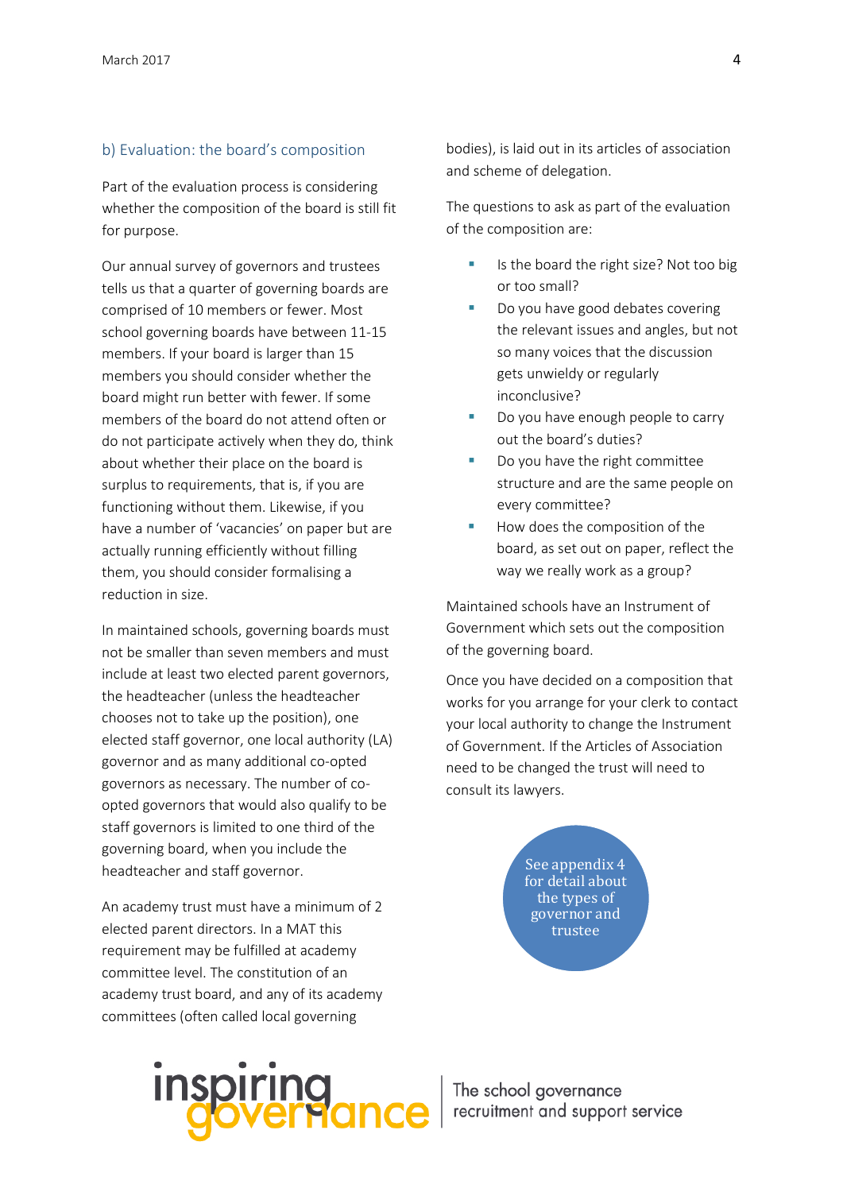## b) Evaluation: the board's composition

Part of the evaluation process is considering whether the composition of the board is still fit for purpose.

Our annual survey of governors and trustees tells us that a quarter of governing boards are comprised of 10 members or fewer. Most school governing boards have between 11-15 members. If your board is larger than 15 members you should consider whether the board might run better with fewer. If some members of the board do not attend often or do not participate actively when they do, think about whether their place on the board is surplus to requirements, that is, if you are functioning without them. Likewise, if you have a number of 'vacancies' on paper but are actually running efficiently without filling them, you should consider formalising a reduction in size.

In maintained schools, governing boards must not be smaller than seven members and must include at least two elected parent governors, the headteacher (unless the headteacher chooses not to take up the position), one elected staff governor, one local authority (LA) governor and as many additional co-opted governors as necessary. The number of co-opted governors that would also qualify to be staff governors is limited to one third of the governing board, when you include the headteacher and staff governor.

An academy trust must have a minimum of 2 elected parent directors. In a MAT this requirement may be fulfilled at academy committee level. The constitution of an academy trust board, and any of its academy committees (often called local governing bodies), is laid out in its articles of association and scheme of delegation.

The questions to ask as part of the evaluation of the composition are:

- Is the board the right size? Not too big or too small?
- Do you have good debates covering the relevant issues and angles, but not so many voices that the discussion gets unwieldy or regularly inconclusive?
- Do you have enough people to carry out the board's duties?
- Do you have the right committee structure and are the same people on every committee?
- How does the composition of the board, as set out on paper, reflect the way we really work as a group?

Maintained schools have an Instrument of Government which sets out the composition of the governing board.

Once you have decided on a composition that works for you arrange for your clerk to contact your local authority to change the Instrument of Government. If the Articles of Association need to be changed the trust will need to consult its lawyers.

See appendix 4 for detail about the types of governor and trustee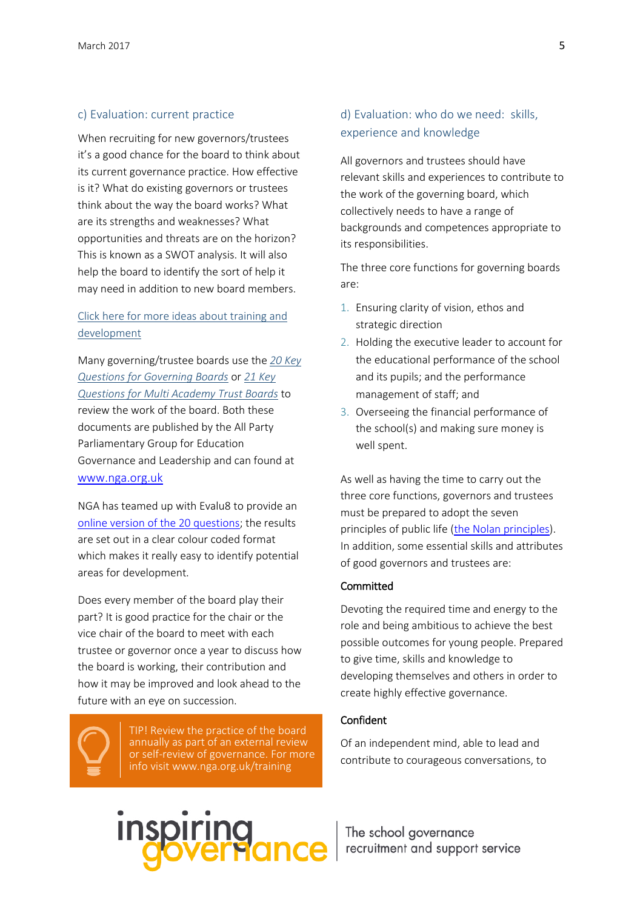### c) Evaluation: current practice

When recruiting for new governors/trustees it's a good chance for the board to think about its current governance practice. How effective is it? What do existing governors or trustees think about the way the board works? What are its strengths and weaknesses? What opportunities and threats are on the horizon? This is known as a SWOT analysis. It will also help the board to identify the sort of help it may need in addition to new board members.

[Click here for more ideas about training and development]

Many governing/trustee boards use the *20 Key Questions for Governing Boards* or *21 Key Questions for Multi Academy Trust Boards* to review the work of the board. Both these documents are published by the All Party Parliamentary Group for Education Governance and Leadership and can found at www.nga.org.uk

NGA has teamed up with Evalu8 to provide an online version of the 20 questions; the results are set out in a clear colour coded format which makes it really easy to identify potential areas for development.

Does every member of the board play their part? It is good practice for the chair or the vice chair of the board to meet with each trustee or governor once a year to discuss how the board is working, their contribution and how it may be improved and look ahead to the future with an eye on succession.

TIP! Review the practice of the board annually as part of an external review or self-review of governance. For more info visit www.nga.org.uk/training

### d) Evaluation: who do we need: skills, experience and knowledge

All governors and trustees should have relevant skills and experiences to contribute to the work of the governing board, which collectively needs to have a range of backgrounds and competences appropriate to its responsibilities.

The three core functions for governing boards are:

1. Ensuring clarity of vision, ethos and strategic direction
2. Holding the executive leader to account for the educational performance of the school and its pupils; and the performance management of staff; and
3. Overseeing the financial performance of the school(s) and making sure money is well spent.

As well as having the time to carry out the three core functions, governors and trustees must be prepared to adopt the seven principles of public life (the Nolan principles). In addition, some essential skills and attributes of good governors and trustees are:

**Committed**

Devoting the required time and energy to the role and being ambitious to achieve the best possible outcomes for young people. Prepared to give time, skills and knowledge to developing themselves and others in order to create highly effective governance.

**Confident**

Of an independent mind, able to lead and contribute to courageous conversations, to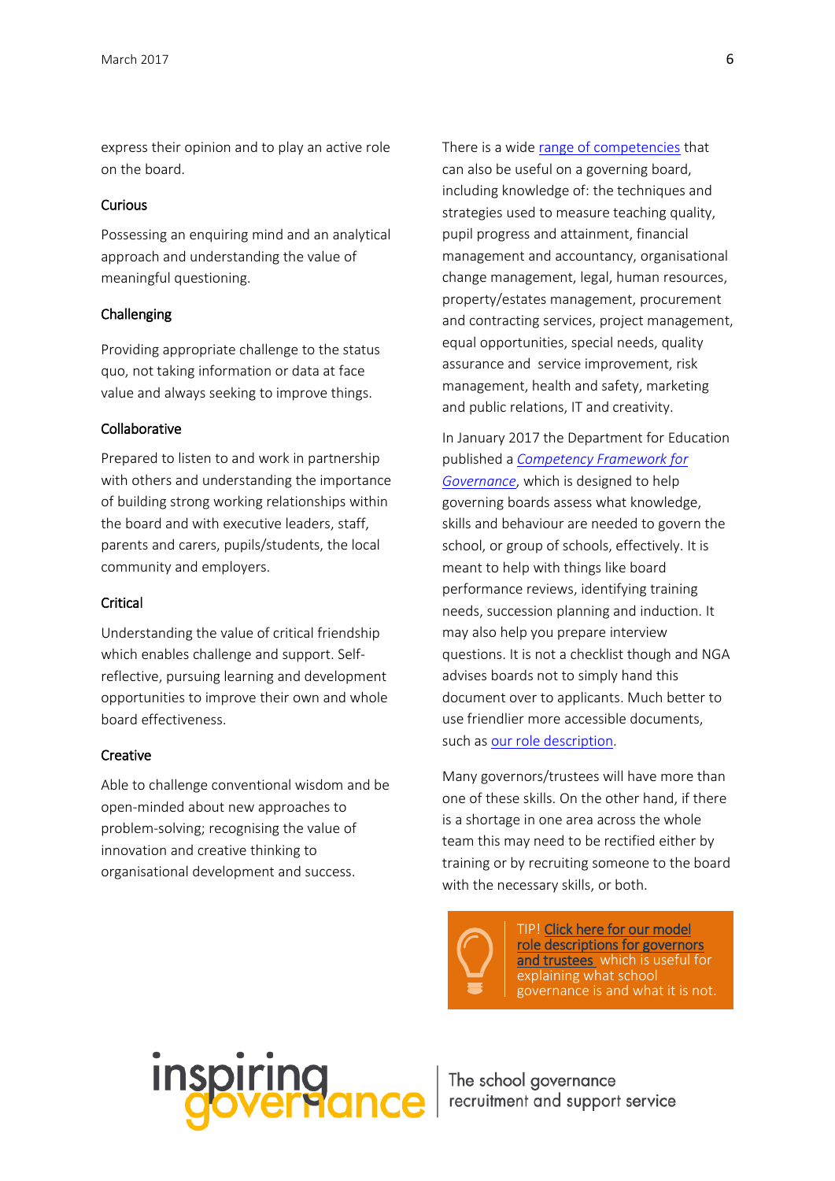express their opinion and to play an active role on the board.

### Curious

Possessing an enquiring mind and an analytical approach and understanding the value of meaningful questioning.

### Challenging

Providing appropriate challenge to the status quo, not taking information or data at face value and always seeking to improve things.

### Collaborative

Prepared to listen to and work in partnership with others and understanding the importance of building strong working relationships within the board and with executive leaders, staff, parents and carers, pupils/students, the local community and employers.

### Critical

Understanding the value of critical friendship which enables challenge and support. Self-reflective, pursuing learning and development opportunities to improve their own and whole board effectiveness.

### Creative

Able to challenge conventional wisdom and be open-minded about new approaches to problem-solving; recognising the value of innovation and creative thinking to organisational development and success.

There is a wide range of competencies that can also be useful on a governing board, including knowledge of: the techniques and strategies used to measure teaching quality, pupil progress and attainment, financial management and accountancy, organisational change management, legal, human resources, property/estates management, procurement and contracting services, project management, equal opportunities, special needs, quality assurance and service improvement, risk management, health and safety, marketing and public relations, IT and creativity.

In January 2017 the Department for Education published a *Competency Framework for Governance*, which is designed to help governing boards assess what knowledge, skills and behaviour are needed to govern the school, or group of schools, effectively. It is meant to help with things like board performance reviews, identifying training needs, succession planning and induction. It may also help you prepare interview questions. It is not a checklist though and NGA advises boards not to simply hand this document over to applicants. Much better to use friendlier more accessible documents, such as our role description.

Many governors/trustees will have more than one of these skills. On the other hand, if there is a shortage in one area across the whole team this may need to be rectified either by training or by recruiting someone to the board with the necessary skills, or both.

TIP! Click here for our model role descriptions for governors and trustees which is useful for explaining what school governance is and what it is not.

inspiring governance | The school governance recruitment and support service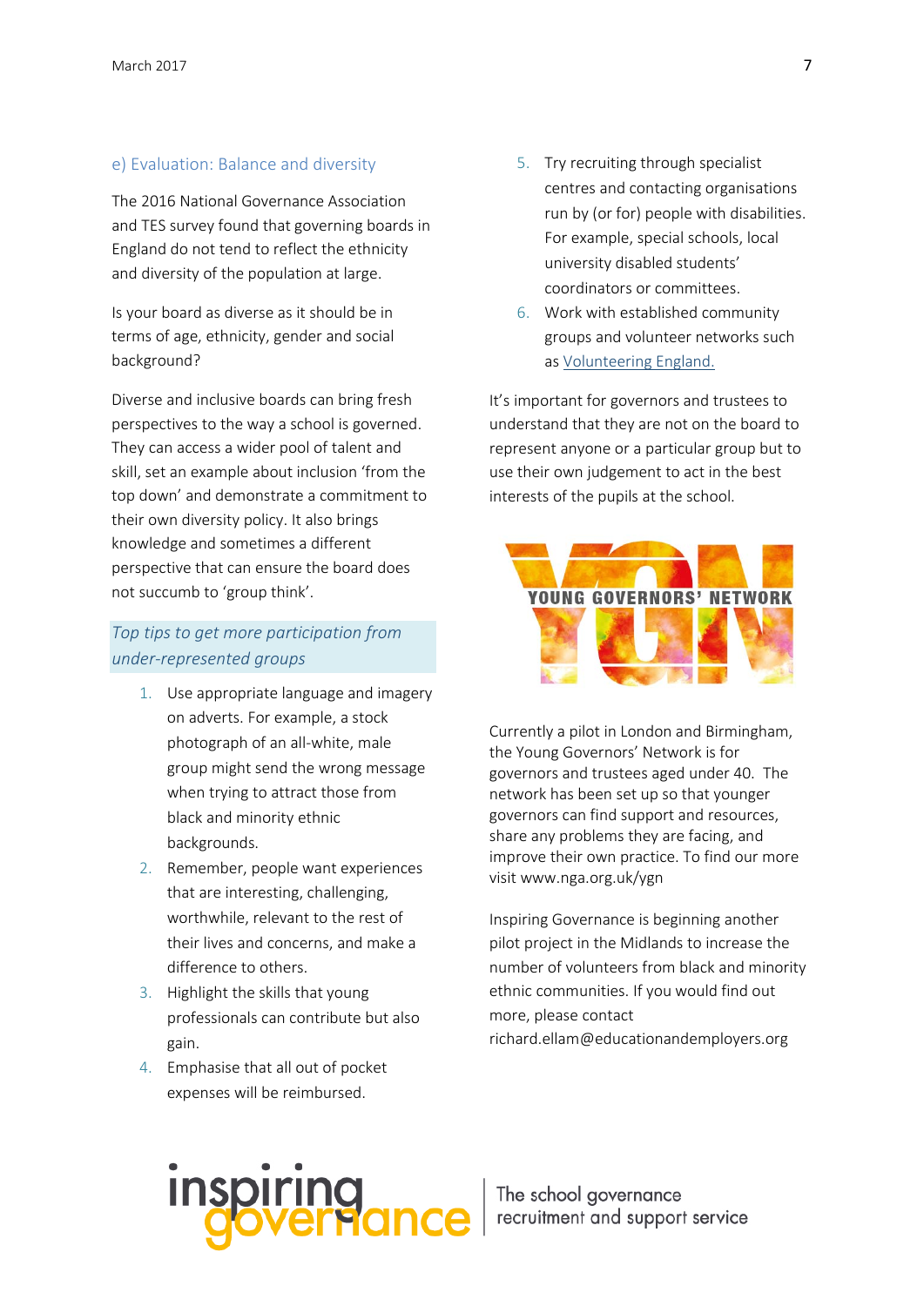## e) Evaluation: Balance and diversity

The 2016 National Governance Association and TES survey found that governing boards in England do not tend to reflect the ethnicity and diversity of the population at large.

Is your board as diverse as it should be in terms of age, ethnicity, gender and social background?

Diverse and inclusive boards can bring fresh perspectives to the way a school is governed. They can access a wider pool of talent and skill, set an example about inclusion 'from the top down' and demonstrate a commitment to their own diversity policy. It also brings knowledge and sometimes a different perspective that can ensure the board does not succumb to 'group think'.

### *Top tips to get more participation from under-represented groups*

1. Use appropriate language and imagery on adverts. For example, a stock photograph of an all-white, male group might send the wrong message when trying to attract those from black and minority ethnic backgrounds.
2. Remember, people want experiences that are interesting, challenging, worthwhile, relevant to the rest of their lives and concerns, and make a difference to others.
3. Highlight the skills that young professionals can contribute but also gain.
4. Emphasise that all out of pocket expenses will be reimbursed.
5. Try recruiting through specialist centres and contacting organisations run by (or for) people with disabilities. For example, special schools, local university disabled students' coordinators or committees.
6. Work with established community groups and volunteer networks such as Volunteering England.

It's important for governors and trustees to understand that they are not on the board to represent anyone or a particular group but to use their own judgement to act in the best interests of the pupils at the school.

YGN YOUNG GOVERNORS' NETWORK

Currently a pilot in London and Birmingham, the Young Governors' Network is for governors and trustees aged under 40. The network has been set up so that younger governors can find support and resources, share any problems they are facing, and improve their own practice. To find our more visit www.nga.org.uk/ygn

Inspiring Governance is beginning another pilot project in the Midlands to increase the number of volunteers from black and minority ethnic communities. If you would find out more, please contact richard.ellam@educationandemployers.org

inspiring governance | The school governance recruitment and support service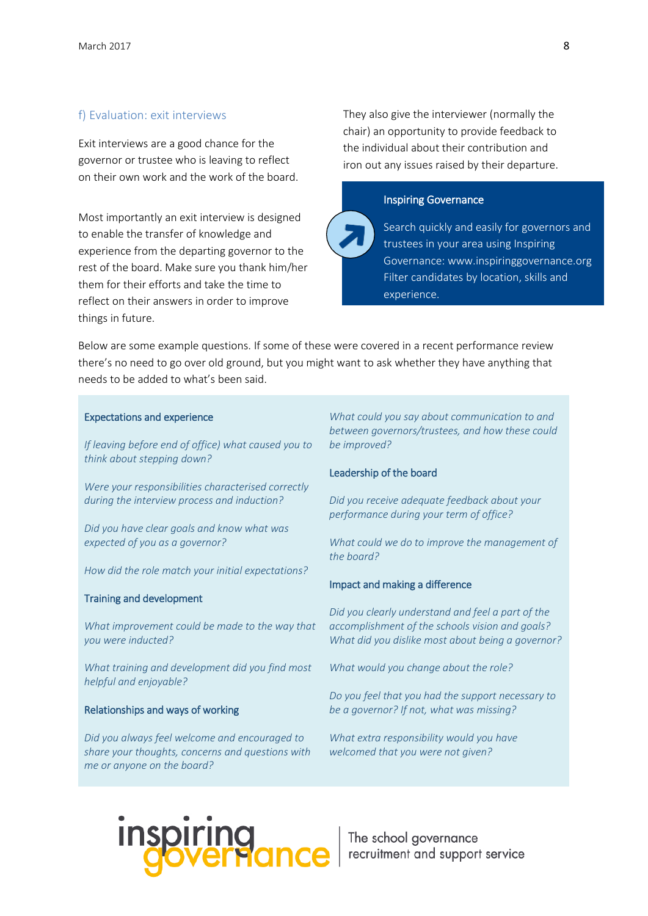### f) Evaluation: exit interviews

Exit interviews are a good chance for the governor or trustee who is leaving to reflect on their own work and the work of the board.

Most importantly an exit interview is designed to enable the transfer of knowledge and experience from the departing governor to the rest of the board. Make sure you thank him/her them for their efforts and take the time to reflect on their answers in order to improve things in future.

They also give the interviewer (normally the chair) an opportunity to provide feedback to the individual about their contribution and iron out any issues raised by their departure.

> **Inspiring Governance**
>
> Search quickly and easily for governors and trustees in your area using Inspiring Governance: www.inspiringgovernance.org Filter candidates by location, skills and experience.

Below are some example questions. If some of these were covered in a recent performance review there's no need to go over old ground, but you might want to ask whether they have anything that needs to be added to what's been said.

#### Expectations and experience

*If leaving before end of office) what caused you to think about stepping down?*

*Were your responsibilities characterised correctly during the interview process and induction?*

*Did you have clear goals and know what was expected of you as a governor?*

*How did the role match your initial expectations?*

#### Training and development

*What improvement could be made to the way that you were inducted?*

*What training and development did you find most helpful and enjoyable?*

#### Relationships and ways of working

*Did you always feel welcome and encouraged to share your thoughts, concerns and questions with me or anyone on the board?*

*What could you say about communication to and between governors/trustees, and how these could be improved?*

#### Leadership of the board

*Did you receive adequate feedback about your performance during your term of office?*

*What could we do to improve the management of the board?*

#### Impact and making a difference

*Did you clearly understand and feel a part of the accomplishment of the schools vision and goals? What did you dislike most about being a governor?*

*What would you change about the role?*

*Do you feel that you had the support necessary to be a governor? If not, what was missing?*

*What extra responsibility would you have welcomed that you were not given?*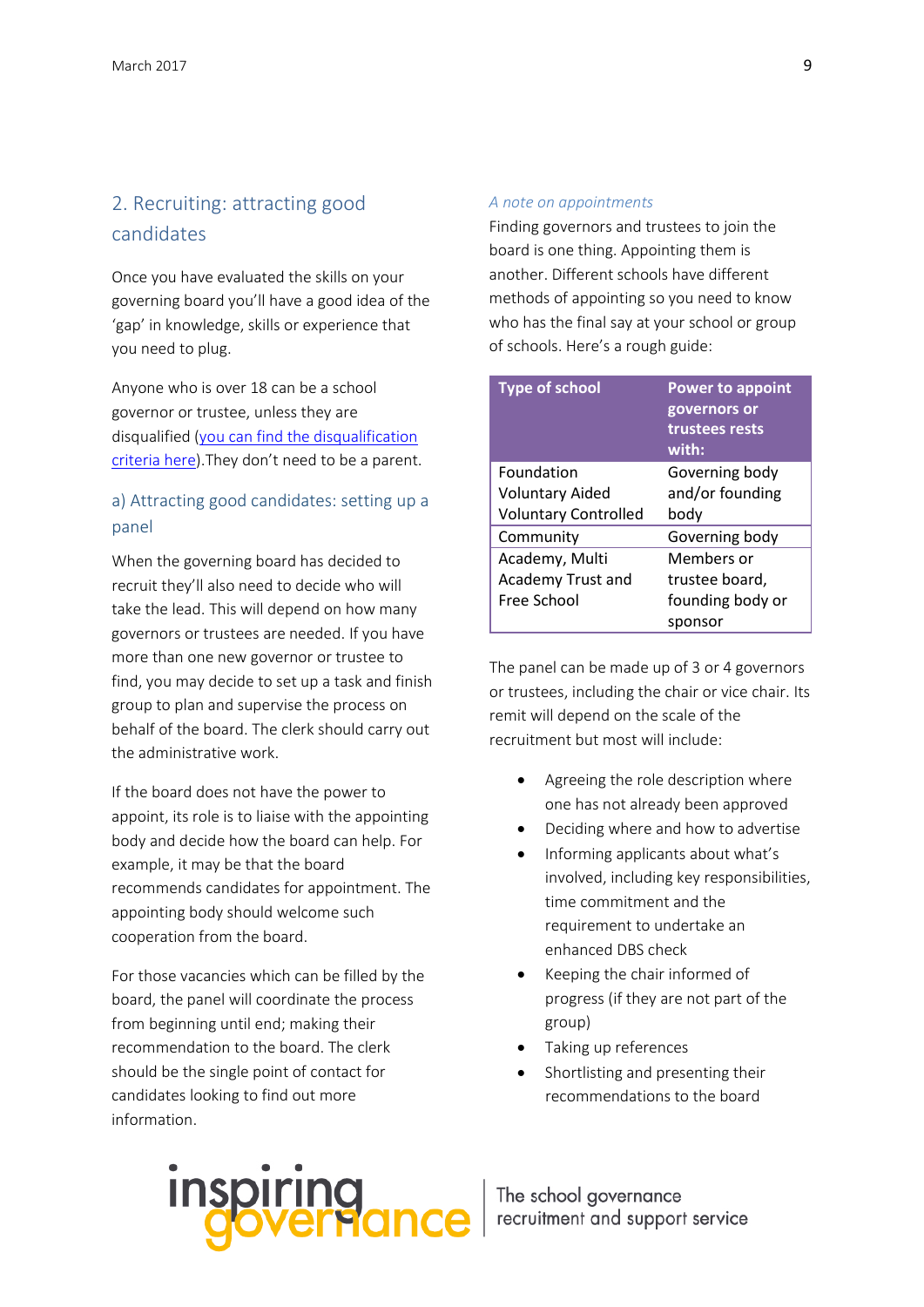## 2. Recruiting: attracting good candidates

Once you have evaluated the skills on your governing board you'll have a good idea of the 'gap' in knowledge, skills or experience that you need to plug.

Anyone who is over 18 can be a school governor or trustee, unless they are disqualified ([you can find the disqualification criteria here](#)).They don't need to be a parent.

### a) Attracting good candidates: setting up a panel

When the governing board has decided to recruit they'll also need to decide who will take the lead. This will depend on how many governors or trustees are needed. If you have more than one new governor or trustee to find, you may decide to set up a task and finish group to plan and supervise the process on behalf of the board. The clerk should carry out the administrative work.

If the board does not have the power to appoint, its role is to liaise with the appointing body and decide how the board can help. For example, it may be that the board recommends candidates for appointment. The appointing body should welcome such cooperation from the board.

For those vacancies which can be filled by the board, the panel will coordinate the process from beginning until end; making their recommendation to the board. The clerk should be the single point of contact for candidates looking to find out more information.

*A note on appointments*

Finding governors and trustees to join the board is one thing. Appointing them is another. Different schools have different methods of appointing so you need to know who has the final say at your school or group of schools. Here's a rough guide:

| Type of school | Power to appoint governors or trustees rests with: |
|---|---|
| Foundation<br>Voluntary Aided<br>Voluntary Controlled | Governing body and/or founding body |
| Community | Governing body |
| Academy, Multi Academy Trust and Free School | Members or trustee board, founding body or sponsor |

The panel can be made up of 3 or 4 governors or trustees, including the chair or vice chair. Its remit will depend on the scale of the recruitment but most will include:

- Agreeing the role description where one has not already been approved
- Deciding where and how to advertise
- Informing applicants about what's involved, including key responsibilities, time commitment and the requirement to undertake an enhanced DBS check
- Keeping the chair informed of progress (if they are not part of the group)
- Taking up references
- Shortlisting and presenting their recommendations to the board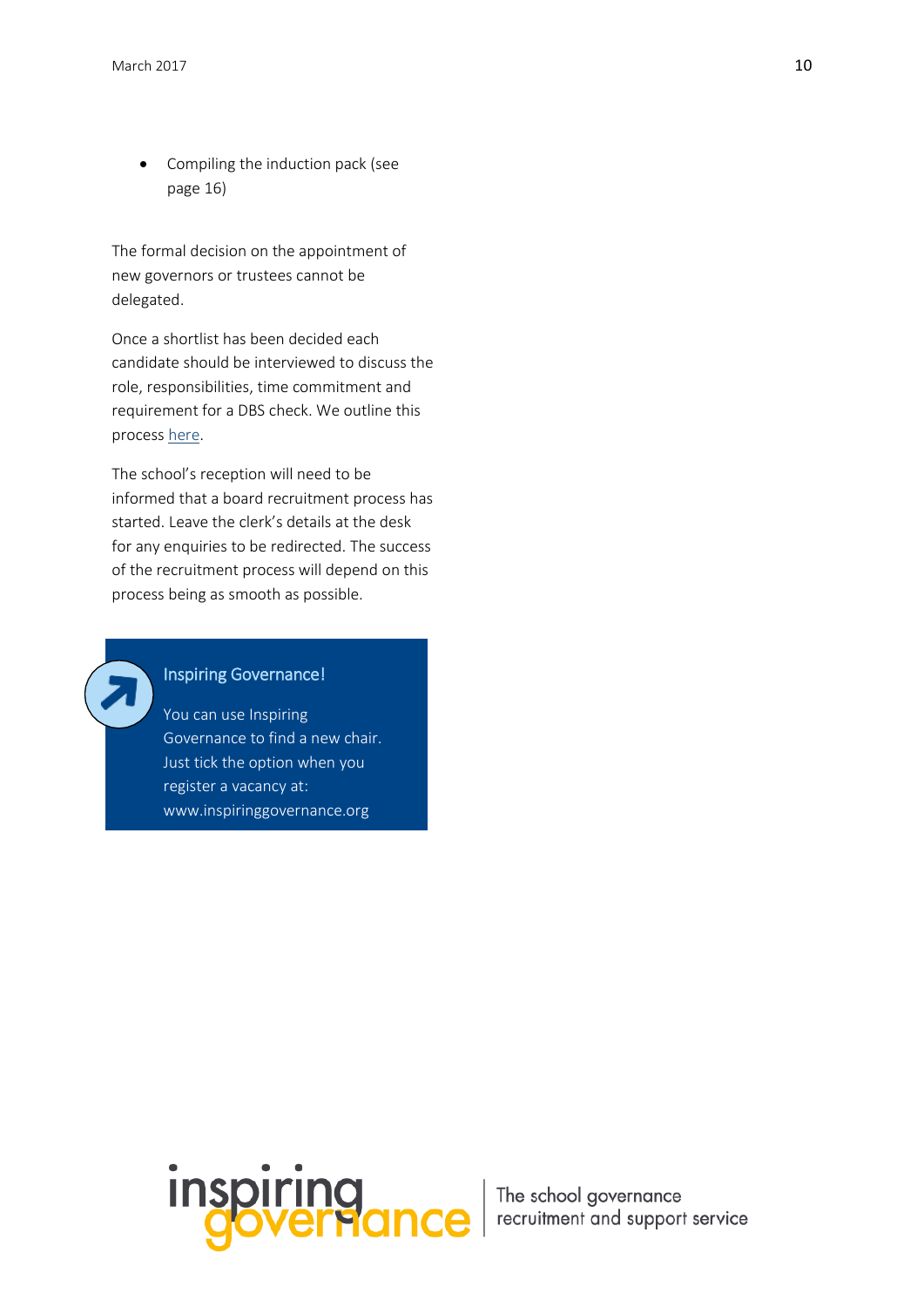- Compiling the induction pack (see page 16)

The formal decision on the appointment of new governors or trustees cannot be delegated.

Once a shortlist has been decided each candidate should be interviewed to discuss the role, responsibilities, time commitment and requirement for a DBS check. We outline this process here.

The school's reception will need to be informed that a board recruitment process has started. Leave the clerk's details at the desk for any enquiries to be redirected. The success of the recruitment process will depend on this process being as smooth as possible.

> **Inspiring Governance!**
>
> You can use Inspiring Governance to find a new chair. Just tick the option when you register a vacancy at: www.inspiringgovernance.org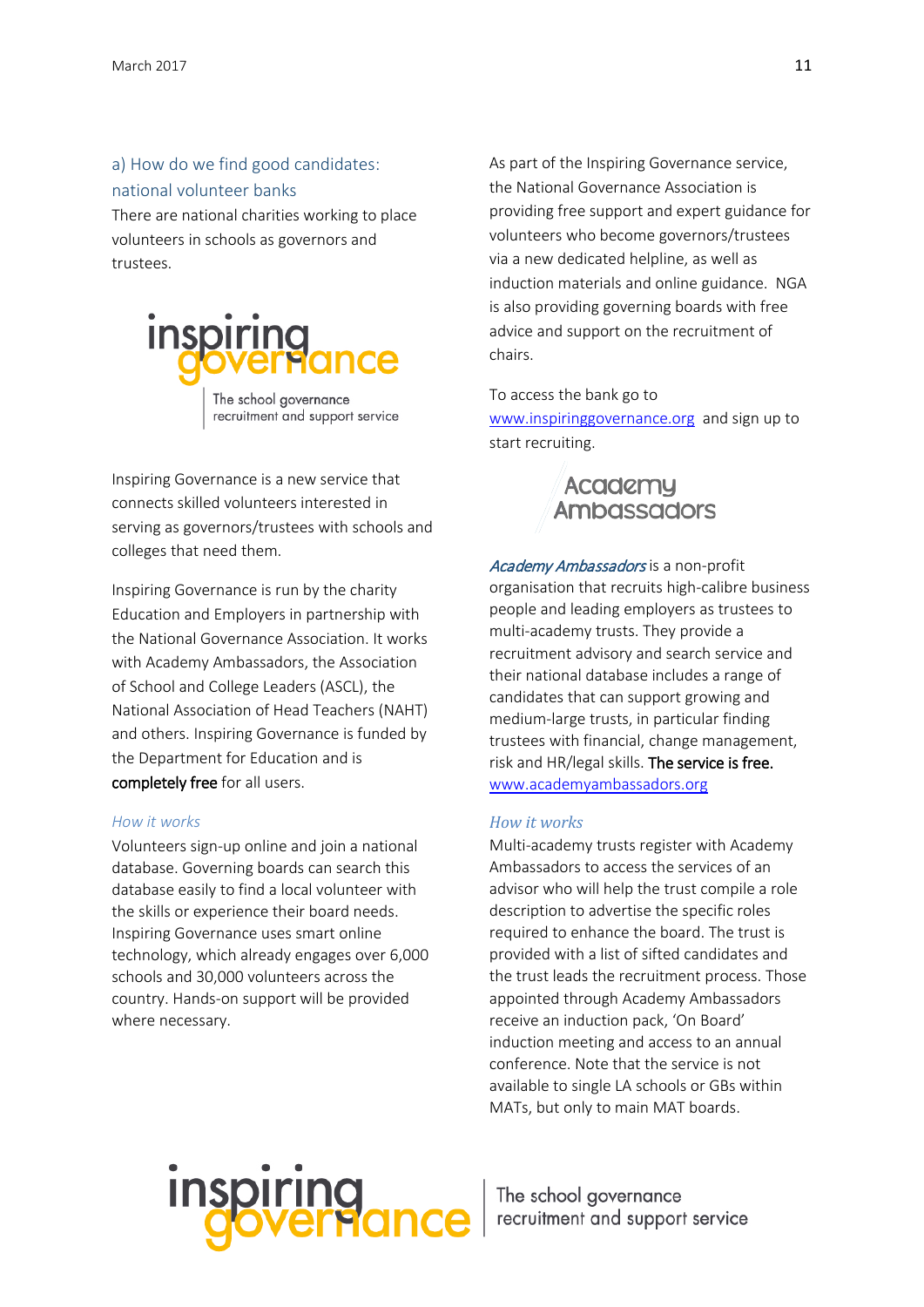## a) How do we find good candidates: national volunteer banks

There are national charities working to place volunteers in schools as governors and trustees.

inspiring governance

The school governance recruitment and support service

Inspiring Governance is a new service that connects skilled volunteers interested in serving as governors/trustees with schools and colleges that need them.

Inspiring Governance is run by the charity Education and Employers in partnership with the National Governance Association. It works with Academy Ambassadors, the Association of School and College Leaders (ASCL), the National Association of Head Teachers (NAHT) and others. Inspiring Governance is funded by the Department for Education and is **completely free** for all users.

### *How it works*

Volunteers sign-up online and join a national database. Governing boards can search this database easily to find a local volunteer with the skills or experience their board needs. Inspiring Governance uses smart online technology, which already engages over 6,000 schools and 30,000 volunteers across the country. Hands-on support will be provided where necessary.

As part of the Inspiring Governance service, the National Governance Association is providing free support and expert guidance for volunteers who become governors/trustees via a new dedicated helpline, as well as induction materials and online guidance. NGA is also providing governing boards with free advice and support on the recruitment of chairs.

To access the bank go to www.inspiringgovernance.org and sign up to start recruiting.

Academy Ambassadors

*Academy Ambassadors* is a non-profit organisation that recruits high-calibre business people and leading employers as trustees to multi-academy trusts. They provide a recruitment advisory and search service and their national database includes a range of candidates that can support growing and medium-large trusts, in particular finding trustees with financial, change management, risk and HR/legal skills. **The service is free.** www.academyambassadors.org

### *How it works*

Multi-academy trusts register with Academy Ambassadors to access the services of an advisor who will help the trust compile a role description to advertise the specific roles required to enhance the board. The trust is provided with a list of sifted candidates and the trust leads the recruitment process. Those appointed through Academy Ambassadors receive an induction pack, 'On Board' induction meeting and access to an annual conference. Note that the service is not available to single LA schools or GBs within MATs, but only to main MAT boards.

inspiring governance | The school governance recruitment and support service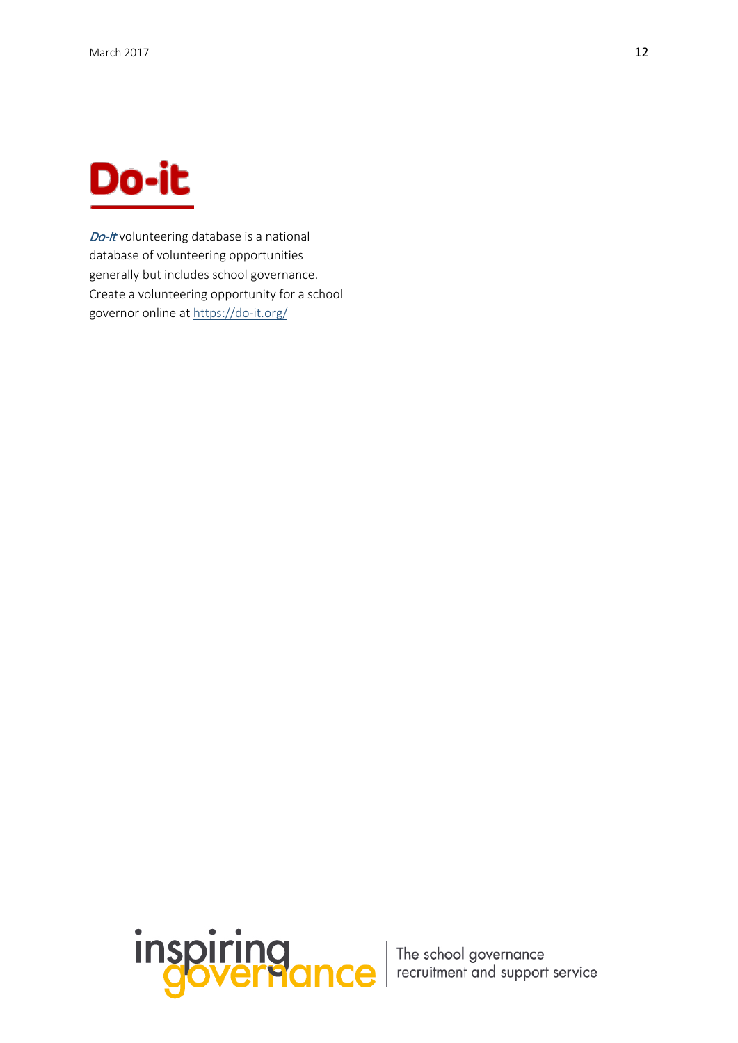# Do-it

*Do-it* volunteering database is a national database of volunteering opportunities generally but includes school governance. Create a volunteering opportunity for a school governor online at https://do-it.org/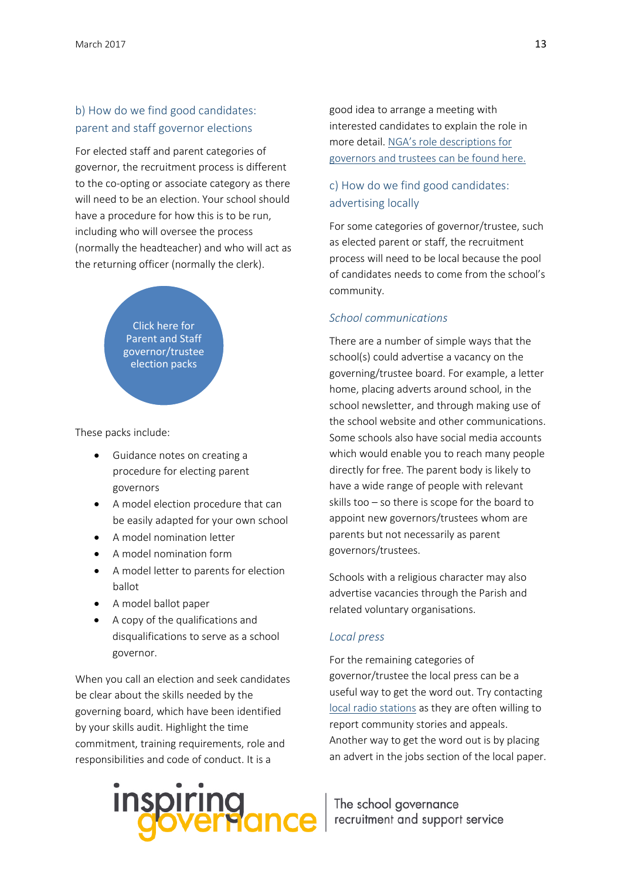### b) How do we find good candidates: parent and staff governor elections

For elected staff and parent categories of governor, the recruitment process is different to the co-opting or associate category as there will need to be an election. Your school should have a procedure for how this is to be run, including who will oversee the process (normally the headteacher) and who will act as the returning officer (normally the clerk).

Click here for Parent and Staff governor/trustee election packs

These packs include:

- Guidance notes on creating a procedure for electing parent governors
- A model election procedure that can be easily adapted for your own school
- A model nomination letter
- A model nomination form
- A model letter to parents for election ballot
- A model ballot paper
- A copy of the qualifications and disqualifications to serve as a school governor.

When you call an election and seek candidates be clear about the skills needed by the governing board, which have been identified by your skills audit. Highlight the time commitment, training requirements, role and responsibilities and code of conduct. It is a good idea to arrange a meeting with interested candidates to explain the role in more detail. NGA's role descriptions for governors and trustees can be found here.

### c) How do we find good candidates: advertising locally

For some categories of governor/trustee, such as elected parent or staff, the recruitment process will need to be local because the pool of candidates needs to come from the school's community.

#### *School communications*

There are a number of simple ways that the school(s) could advertise a vacancy on the governing/trustee board. For example, a letter home, placing adverts around school, in the school newsletter, and through making use of the school website and other communications. Some schools also have social media accounts which would enable you to reach many people directly for free. The parent body is likely to have a wide range of people with relevant skills too – so there is scope for the board to appoint new governors/trustees whom are parents but not necessarily as parent governors/trustees.

Schools with a religious character may also advertise vacancies through the Parish and related voluntary organisations.

#### *Local press*

For the remaining categories of governor/trustee the local press can be a useful way to get the word out. Try contacting local radio stations as they are often willing to report community stories and appeals. Another way to get the word out is by placing an advert in the jobs section of the local paper.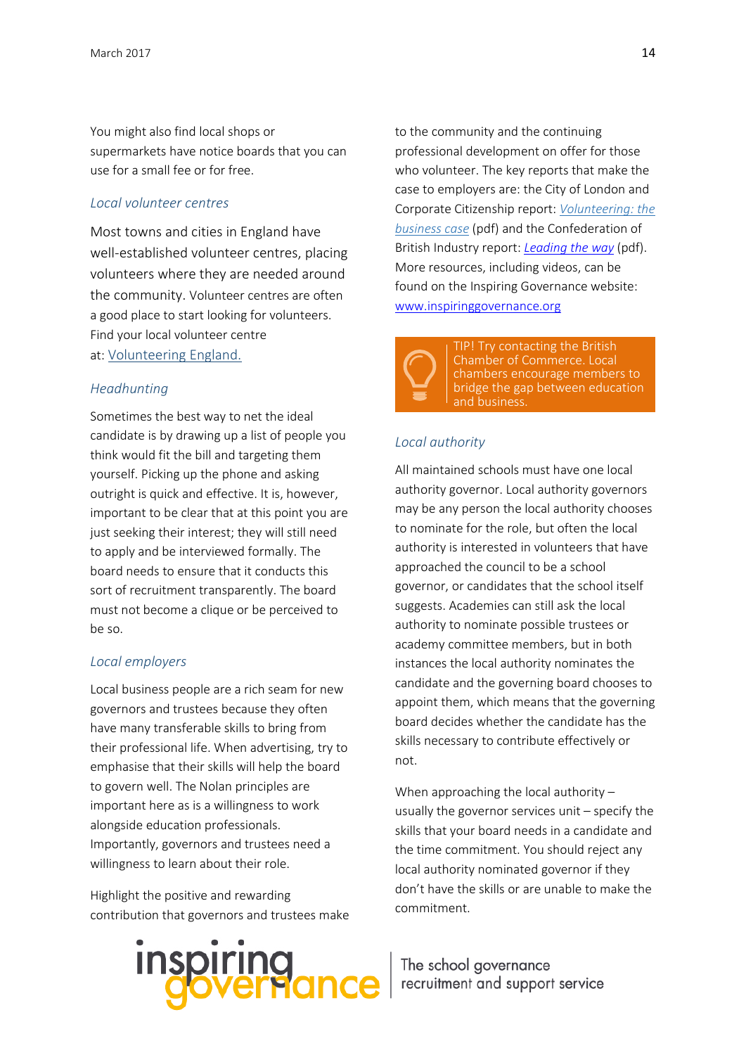You might also find local shops or supermarkets have notice boards that you can use for a small fee or for free.

### *Local volunteer centres*

Most towns and cities in England have well-established volunteer centres, placing volunteers where they are needed around the community. Volunteer centres are often a good place to start looking for volunteers. Find your local volunteer centre at: Volunteering England.

### *Headhunting*

Sometimes the best way to net the ideal candidate is by drawing up a list of people you think would fit the bill and targeting them yourself. Picking up the phone and asking outright is quick and effective. It is, however, important to be clear that at this point you are just seeking their interest; they will still need to apply and be interviewed formally. The board needs to ensure that it conducts this sort of recruitment transparently. The board must not become a clique or be perceived to be so.

### *Local employers*

Local business people are a rich seam for new governors and trustees because they often have many transferable skills to bring from their professional life. When advertising, try to emphasise that their skills will help the board to govern well. The Nolan principles are important here as is a willingness to work alongside education professionals. Importantly, governors and trustees need a willingness to learn about their role.

Highlight the positive and rewarding contribution that governors and trustees make to the community and the continuing professional development on offer for those who volunteer. The key reports that make the case to employers are: the City of London and Corporate Citizenship report: *Volunteering: the business case* (pdf) and the Confederation of British Industry report: *Leading the way* (pdf). More resources, including videos, can be found on the Inspiring Governance website: www.inspiringgovernance.org

> TIP! Try contacting the British Chamber of Commerce. Local chambers encourage members to bridge the gap between education and business.

### *Local authority*

All maintained schools must have one local authority governor. Local authority governors may be any person the local authority chooses to nominate for the role, but often the local authority is interested in volunteers that have approached the council to be a school governor, or candidates that the school itself suggests. Academies can still ask the local authority to nominate possible trustees or academy committee members, but in both instances the local authority nominates the candidate and the governing board chooses to appoint them, which means that the governing board decides whether the candidate has the skills necessary to contribute effectively or not.

When approaching the local authority – usually the governor services unit – specify the skills that your board needs in a candidate and the time commitment. You should reject any local authority nominated governor if they don't have the skills or are unable to make the commitment.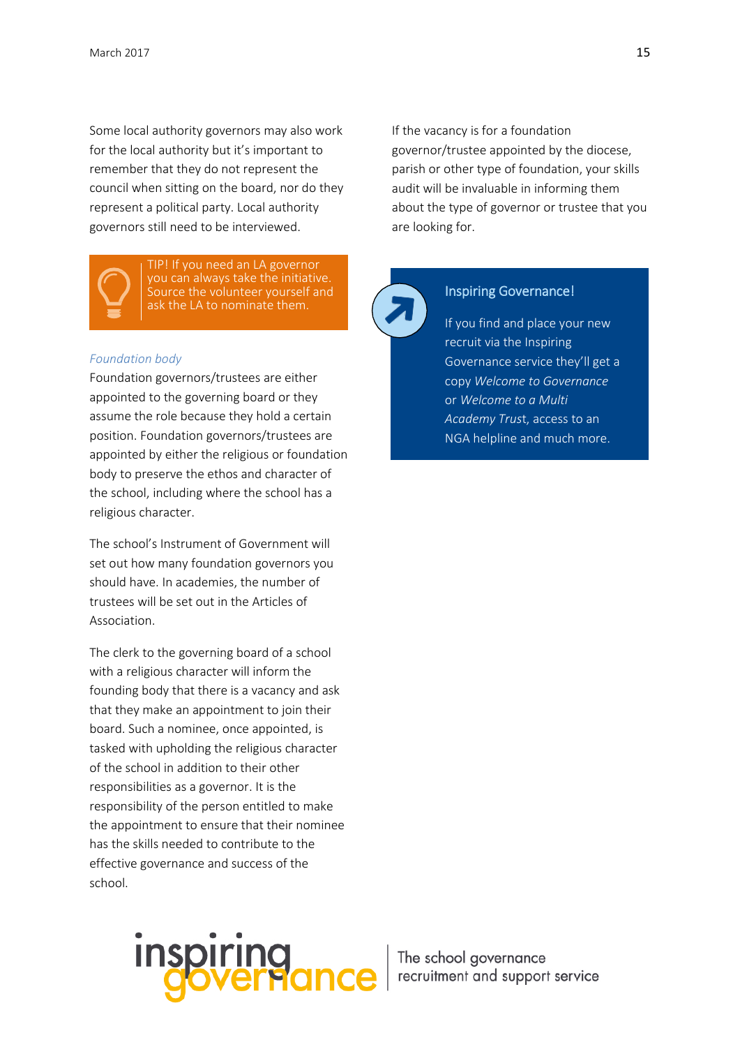Some local authority governors may also work for the local authority but it's important to remember that they do not represent the council when sitting on the board, nor do they represent a political party. Local authority governors still need to be interviewed.

> TIP! If you need an LA governor you can always take the initiative. Source the volunteer yourself and ask the LA to nominate them.

*Foundation body*

Foundation governors/trustees are either appointed to the governing board or they assume the role because they hold a certain position. Foundation governors/trustees are appointed by either the religious or foundation body to preserve the ethos and character of the school, including where the school has a religious character.

The school's Instrument of Government will set out how many foundation governors you should have. In academies, the number of trustees will be set out in the Articles of Association.

The clerk to the governing board of a school with a religious character will inform the founding body that there is a vacancy and ask that they make an appointment to join their board. Such a nominee, once appointed, is tasked with upholding the religious character of the school in addition to their other responsibilities as a governor. It is the responsibility of the person entitled to make the appointment to ensure that their nominee has the skills needed to contribute to the effective governance and success of the school.

If the vacancy is for a foundation governor/trustee appointed by the diocese, parish or other type of foundation, your skills audit will be invaluable in informing them about the type of governor or trustee that you are looking for.

> **Inspiring Governance!**
>
> If you find and place your new recruit via the Inspiring Governance service they'll get a copy *Welcome to Governance* or *Welcome to a Multi Academy Trust*, access to an NGA helpline and much more.

inspiring governance | The school governance recruitment and support service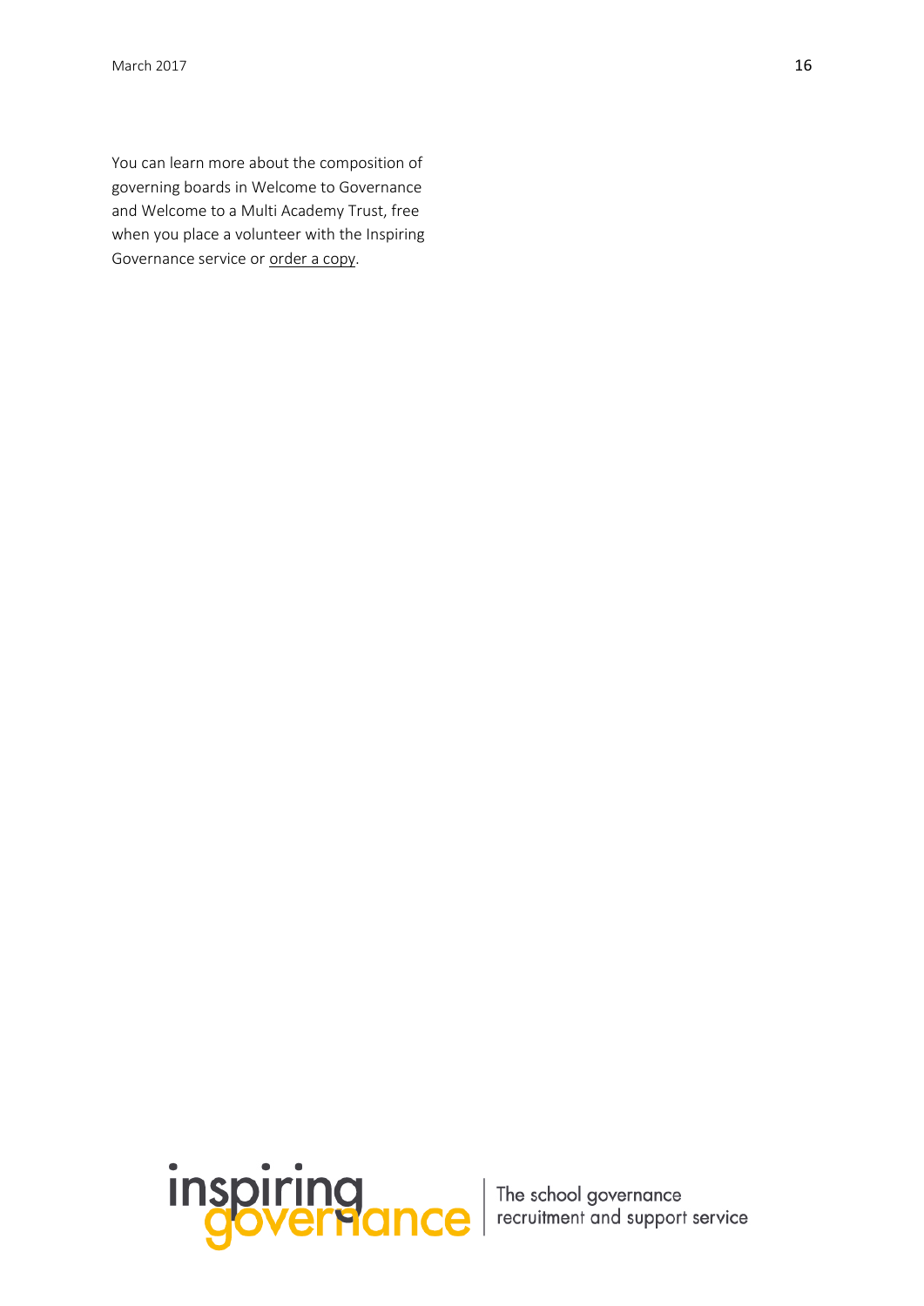You can learn more about the composition of governing boards in Welcome to Governance and Welcome to a Multi Academy Trust, free when you place a volunteer with the Inspiring Governance service or order a copy.

inspiring governance | The school governance recruitment and support service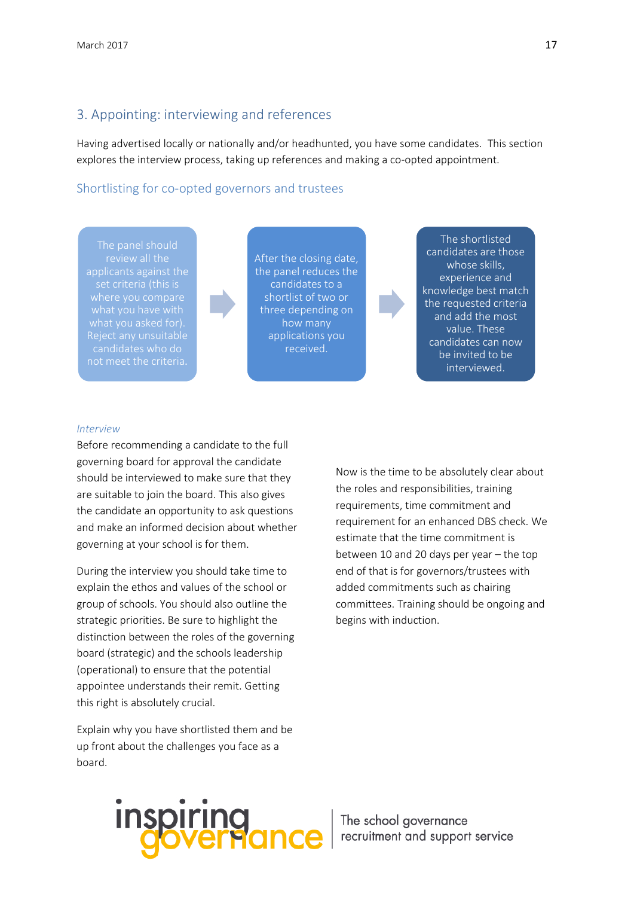## 3. Appointing: interviewing and references

Having advertised locally or nationally and/or headhunted, you have some candidates. This section explores the interview process, taking up references and making a co-opted appointment.

### Shortlisting for co-opted governors and trustees

The panel should review all the applicants against the set criteria (this is where you compare what you have with what you asked for). Reject any unsuitable candidates who do not meet the criteria.

→

After the closing date, the panel reduces the candidates to a shortlist of two or three depending on how many applications you received.

→

The shortlisted candidates are those whose skills, experience and knowledge best match the requested criteria and add the most value. These candidates can now be invited to be interviewed.

*Interview*

Before recommending a candidate to the full governing board for approval the candidate should be interviewed to make sure that they are suitable to join the board. This also gives the candidate an opportunity to ask questions and make an informed decision about whether governing at your school is for them.

During the interview you should take time to explain the ethos and values of the school or group of schools. You should also outline the strategic priorities. Be sure to highlight the distinction between the roles of the governing board (strategic) and the schools leadership (operational) to ensure that the potential appointee understands their remit. Getting this right is absolutely crucial.

Explain why you have shortlisted them and be up front about the challenges you face as a board.

Now is the time to be absolutely clear about the roles and responsibilities, training requirements, time commitment and requirement for an enhanced DBS check. We estimate that the time commitment is between 10 and 20 days per year – the top end of that is for governors/trustees with added commitments such as chairing committees. Training should be ongoing and begins with induction.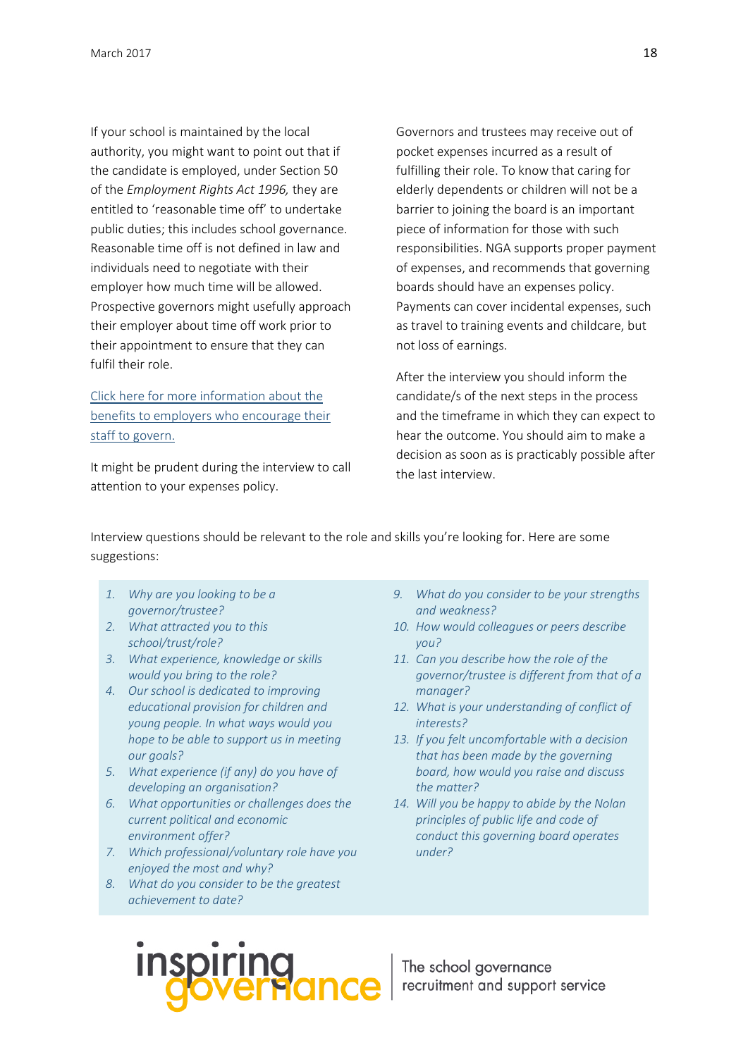If your school is maintained by the local authority, you might want to point out that if the candidate is employed, under Section 50 of the *Employment Rights Act 1996,* they are entitled to 'reasonable time off' to undertake public duties; this includes school governance. Reasonable time off is not defined in law and individuals need to negotiate with their employer how much time will be allowed. Prospective governors might usefully approach their employer about time off work prior to their appointment to ensure that they can fulfil their role.

[Click here for more information about the benefits to employers who encourage their staff to govern.]

It might be prudent during the interview to call attention to your expenses policy.

Governors and trustees may receive out of pocket expenses incurred as a result of fulfilling their role. To know that caring for elderly dependents or children will not be a barrier to joining the board is an important piece of information for those with such responsibilities. NGA supports proper payment of expenses, and recommends that governing boards should have an expenses policy. Payments can cover incidental expenses, such as travel to training events and childcare, but not loss of earnings.

After the interview you should inform the candidate/s of the next steps in the process and the timeframe in which they can expect to hear the outcome. You should aim to make a decision as soon as is practicably possible after the last interview.

Interview questions should be relevant to the role and skills you're looking for. Here are some suggestions:

1. *Why are you looking to be a governor/trustee?*
2. *What attracted you to this school/trust/role?*
3. *What experience, knowledge or skills would you bring to the role?*
4. *Our school is dedicated to improving educational provision for children and young people. In what ways would you hope to be able to support us in meeting our goals?*
5. *What experience (if any) do you have of developing an organisation?*
6. *What opportunities or challenges does the current political and economic environment offer?*
7. *Which professional/voluntary role have you enjoyed the most and why?*
8. *What do you consider to be the greatest achievement to date?*
9. *What do you consider to be your strengths and weakness?*
10. *How would colleagues or peers describe you?*
11. *Can you describe how the role of the governor/trustee is different from that of a manager?*
12. *What is your understanding of conflict of interests?*
13. *If you felt uncomfortable with a decision that has been made by the governing board, how would you raise and discuss the matter?*
14. *Will you be happy to abide by the Nolan principles of public life and code of conduct this governing board operates under?*

inspiring governance | The school governance recruitment and support service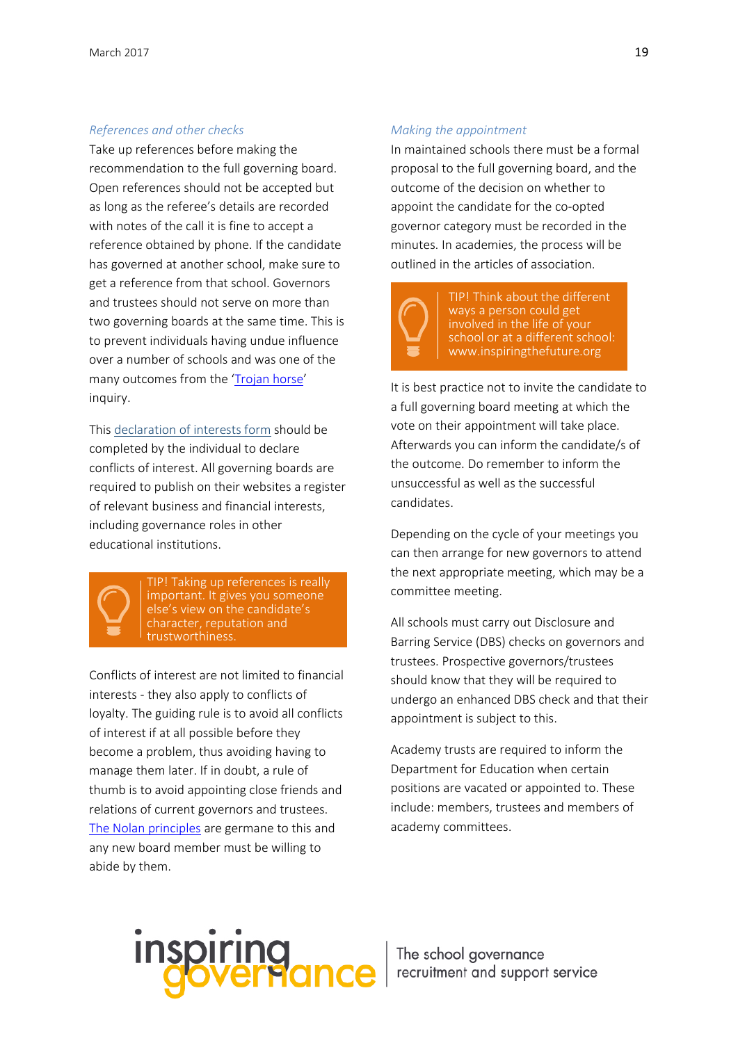*References and other checks*

Take up references before making the recommendation to the full governing board. Open references should not be accepted but as long as the referee's details are recorded with notes of the call it is fine to accept a reference obtained by phone. If the candidate has governed at another school, make sure to get a reference from that school. Governors and trustees should not serve on more than two governing boards at the same time. This is to prevent individuals having undue influence over a number of schools and was one of the many outcomes from the 'Trojan horse' inquiry.

This declaration of interests form should be completed by the individual to declare conflicts of interest. All governing boards are required to publish on their websites a register of relevant business and financial interests, including governance roles in other educational institutions.

> TIP! Taking up references is really important. It gives you someone else's view on the candidate's character, reputation and trustworthiness.

Conflicts of interest are not limited to financial interests - they also apply to conflicts of loyalty. The guiding rule is to avoid all conflicts of interest if at all possible before they become a problem, thus avoiding having to manage them later. If in doubt, a rule of thumb is to avoid appointing close friends and relations of current governors and trustees. The Nolan principles are germane to this and any new board member must be willing to abide by them.

*Making the appointment*

In maintained schools there must be a formal proposal to the full governing board, and the outcome of the decision on whether to appoint the candidate for the co-opted governor category must be recorded in the minutes. In academies, the process will be outlined in the articles of association.

> TIP! Think about the different ways a person could get involved in the life of your school or at a different school: www.inspiringthefuture.org

It is best practice not to invite the candidate to a full governing board meeting at which the vote on their appointment will take place. Afterwards you can inform the candidate/s of the outcome. Do remember to inform the unsuccessful as well as the successful candidates.

Depending on the cycle of your meetings you can then arrange for new governors to attend the next appropriate meeting, which may be a committee meeting.

All schools must carry out Disclosure and Barring Service (DBS) checks on governors and trustees. Prospective governors/trustees should know that they will be required to undergo an enhanced DBS check and that their appointment is subject to this.

Academy trusts are required to inform the Department for Education when certain positions are vacated or appointed to. These include: members, trustees and members of academy committees.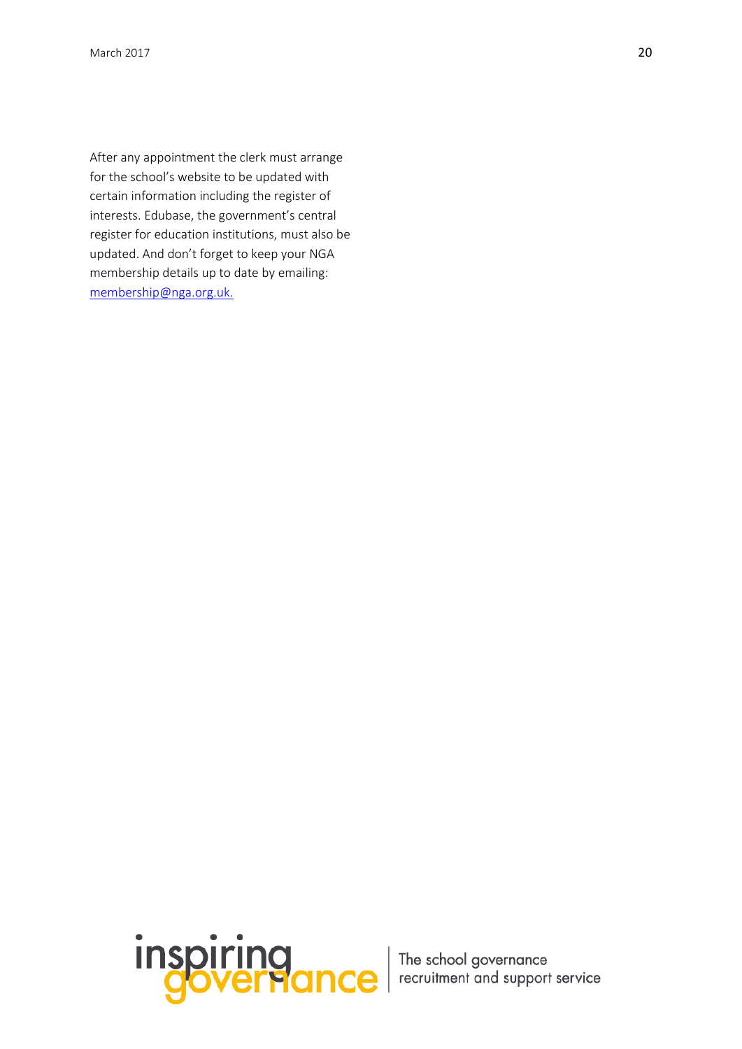After any appointment the clerk must arrange for the school's website to be updated with certain information including the register of interests. Edubase, the government's central register for education institutions, must also be updated. And don't forget to keep your NGA membership details up to date by emailing: [membership@nga.org.uk.](mailto:membership@nga.org.uk)

inspiring governance | The school governance recruitment and support service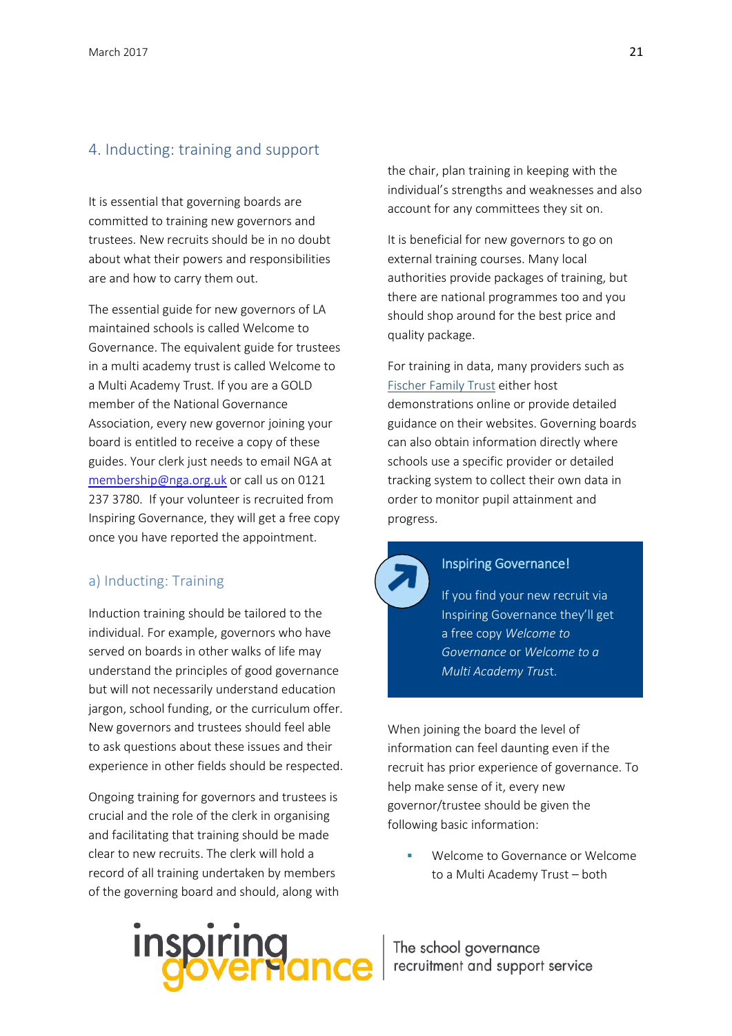## 4. Inducting: training and support

It is essential that governing boards are committed to training new governors and trustees. New recruits should be in no doubt about what their powers and responsibilities are and how to carry them out.

The essential guide for new governors of LA maintained schools is called Welcome to Governance. The equivalent guide for trustees in a multi academy trust is called Welcome to a Multi Academy Trust. If you are a GOLD member of the National Governance Association, every new governor joining your board is entitled to receive a copy of these guides. Your clerk just needs to email NGA at membership@nga.org.uk or call us on 0121 237 3780. If your volunteer is recruited from Inspiring Governance, they will get a free copy once you have reported the appointment.

### a) Inducting: Training

Induction training should be tailored to the individual. For example, governors who have served on boards in other walks of life may understand the principles of good governance but will not necessarily understand education jargon, school funding, or the curriculum offer. New governors and trustees should feel able to ask questions about these issues and their experience in other fields should be respected.

Ongoing training for governors and trustees is crucial and the role of the clerk in organising and facilitating that training should be made clear to new recruits. The clerk will hold a record of all training undertaken by members of the governing board and should, along with the chair, plan training in keeping with the individual's strengths and weaknesses and also account for any committees they sit on.

It is beneficial for new governors to go on external training courses. Many local authorities provide packages of training, but there are national programmes too and you should shop around for the best price and quality package.

For training in data, many providers such as Fischer Family Trust either host demonstrations online or provide detailed guidance on their websites. Governing boards can also obtain information directly where schools use a specific provider or detailed tracking system to collect their own data in order to monitor pupil attainment and progress.

> **Inspiring Governance!**
>
> If you find your new recruit via Inspiring Governance they'll get a free copy *Welcome to Governance* or *Welcome to a Multi Academy Trust*.

When joining the board the level of information can feel daunting even if the recruit has prior experience of governance. To help make sense of it, every new governor/trustee should be given the following basic information:

- Welcome to Governance or Welcome to a Multi Academy Trust – both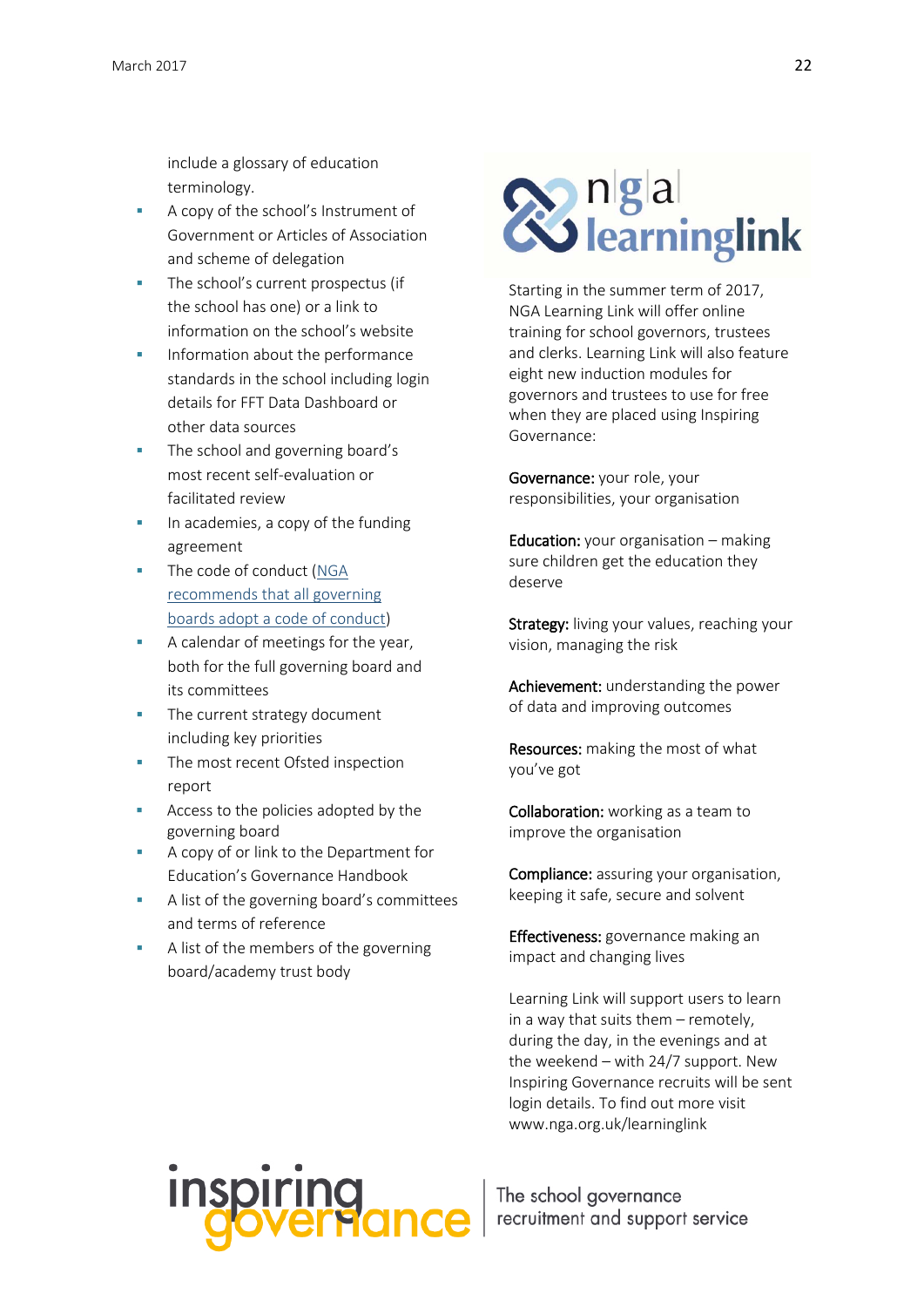include a glossary of education terminology.

- A copy of the school's Instrument of Government or Articles of Association and scheme of delegation
- The school's current prospectus (if the school has one) or a link to information on the school's website
- Information about the performance standards in the school including login details for FFT Data Dashboard or other data sources
- The school and governing board's most recent self-evaluation or facilitated review
- In academies, a copy of the funding agreement
- The code of conduct ([NGA recommends that all governing boards adopt a code of conduct](#))
- A calendar of meetings for the year, both for the full governing board and its committees
- The current strategy document including key priorities
- The most recent Ofsted inspection report
- Access to the policies adopted by the governing board
- A copy of or link to the Department for Education's Governance Handbook
- A list of the governing board's committees and terms of reference
- A list of the members of the governing board/academy trust body

nga learninglink

Starting in the summer term of 2017, NGA Learning Link will offer online training for school governors, trustees and clerks. Learning Link will also feature eight new induction modules for governors and trustees to use for free when they are placed using Inspiring Governance:

**Governance:** your role, your responsibilities, your organisation

**Education:** your organisation – making sure children get the education they deserve

**Strategy:** living your values, reaching your vision, managing the risk

**Achievement:** understanding the power of data and improving outcomes

**Resources:** making the most of what you've got

**Collaboration:** working as a team to improve the organisation

**Compliance:** assuring your organisation, keeping it safe, secure and solvent

**Effectiveness:** governance making an impact and changing lives

Learning Link will support users to learn in a way that suits them – remotely, during the day, in the evenings and at the weekend – with 24/7 support. New Inspiring Governance recruits will be sent login details. To find out more visit www.nga.org.uk/learninglink

inspiring governance | The school governance recruitment and support service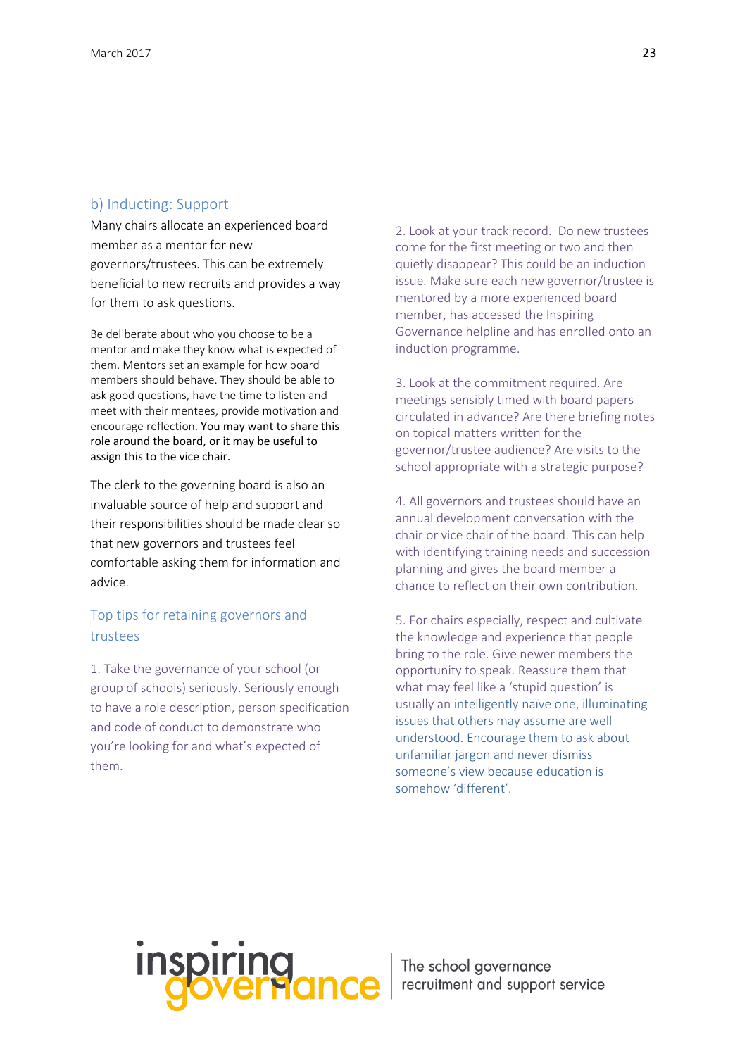## b) Inducting: Support

Many chairs allocate an experienced board member as a mentor for new governors/trustees. This can be extremely beneficial to new recruits and provides a way for them to ask questions.

Be deliberate about who you choose to be a mentor and make they know what is expected of them. Mentors set an example for how board members should behave. They should be able to ask good questions, have the time to listen and meet with their mentees, provide motivation and encourage reflection. You may want to share this role around the board, or it may be useful to assign this to the vice chair.

The clerk to the governing board is also an invaluable source of help and support and their responsibilities should be made clear so that new governors and trustees feel comfortable asking them for information and advice.

### Top tips for retaining governors and trustees

1. Take the governance of your school (or group of schools) seriously. Seriously enough to have a role description, person specification and code of conduct to demonstrate who you're looking for and what's expected of them.

2. Look at your track record. Do new trustees come for the first meeting or two and then quietly disappear? This could be an induction issue. Make sure each new governor/trustee is mentored by a more experienced board member, has accessed the Inspiring Governance helpline and has enrolled onto an induction programme.

3. Look at the commitment required. Are meetings sensibly timed with board papers circulated in advance? Are there briefing notes on topical matters written for the governor/trustee audience? Are visits to the school appropriate with a strategic purpose?

4. All governors and trustees should have an annual development conversation with the chair or vice chair of the board. This can help with identifying training needs and succession planning and gives the board member a chance to reflect on their own contribution.

5. For chairs especially, respect and cultivate the knowledge and experience that people bring to the role. Give newer members the opportunity to speak. Reassure them that what may feel like a 'stupid question' is usually an intelligently naïve one, illuminating issues that others may assume are well understood. Encourage them to ask about unfamiliar jargon and never dismiss someone's view because education is somehow 'different'.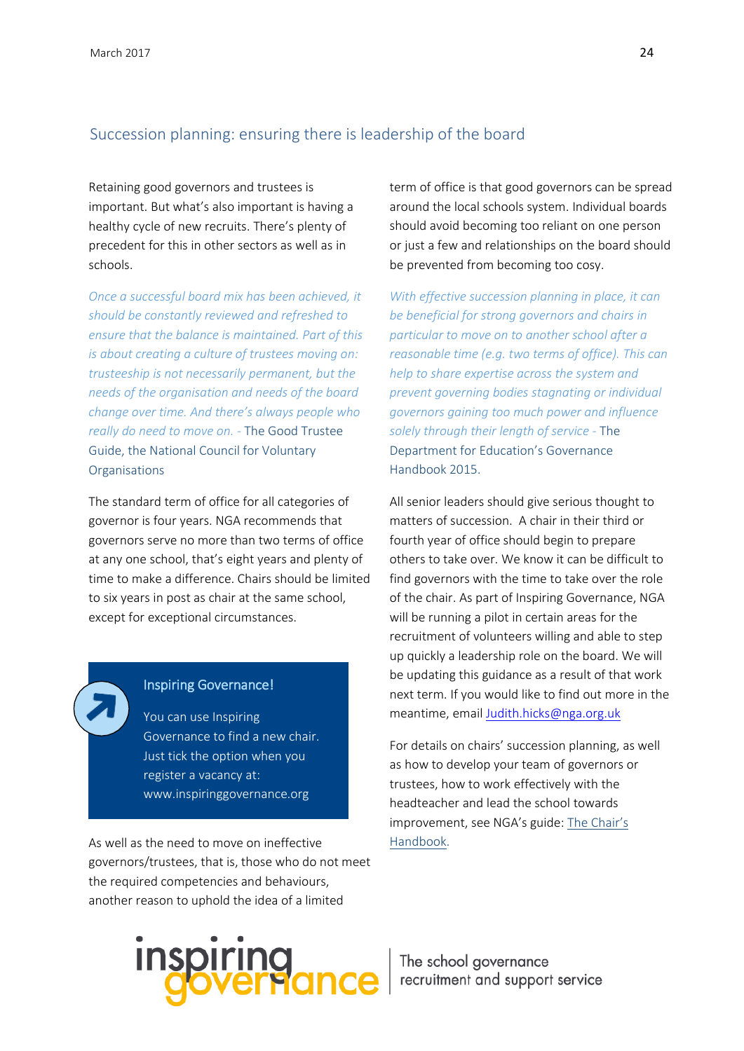## Succession planning: ensuring there is leadership of the board

Retaining good governors and trustees is important. But what's also important is having a healthy cycle of new recruits. There's plenty of precedent for this in other sectors as well as in schools.

*Once a successful board mix has been achieved, it should be constantly reviewed and refreshed to ensure that the balance is maintained. Part of this is about creating a culture of trustees moving on: trusteeship is not necessarily permanent, but the needs of the organisation and needs of the board change over time. And there's always people who really do need to move on. -* The Good Trustee Guide, the National Council for Voluntary Organisations

The standard term of office for all categories of governor is four years. NGA recommends that governors serve no more than two terms of office at any one school, that's eight years and plenty of time to make a difference. Chairs should be limited to six years in post as chair at the same school, except for exceptional circumstances.

> **Inspiring Governance!**
>
> You can use Inspiring Governance to find a new chair. Just tick the option when you register a vacancy at: www.inspiringgovernance.org

As well as the need to move on ineffective governors/trustees, that is, those who do not meet the required competencies and behaviours, another reason to uphold the idea of a limited term of office is that good governors can be spread around the local schools system. Individual boards should avoid becoming too reliant on one person or just a few and relationships on the board should be prevented from becoming too cosy.

*With effective succession planning in place, it can be beneficial for strong governors and chairs in particular to move on to another school after a reasonable time (e.g. two terms of office). This can help to share expertise across the system and prevent governing bodies stagnating or individual governors gaining too much power and influence solely through their length of service -* The Department for Education's Governance Handbook 2015.

All senior leaders should give serious thought to matters of succession. A chair in their third or fourth year of office should begin to prepare others to take over. We know it can be difficult to find governors with the time to take over the role of the chair. As part of Inspiring Governance, NGA will be running a pilot in certain areas for the recruitment of volunteers willing and able to step up quickly a leadership role on the board. We will be updating this guidance as a result of that work next term. If you would like to find out more in the meantime, email Judith.hicks@nga.org.uk

For details on chairs' succession planning, as well as how to develop your team of governors or trustees, how to work effectively with the headteacher and lead the school towards improvement, see NGA's guide: The Chair's Handbook.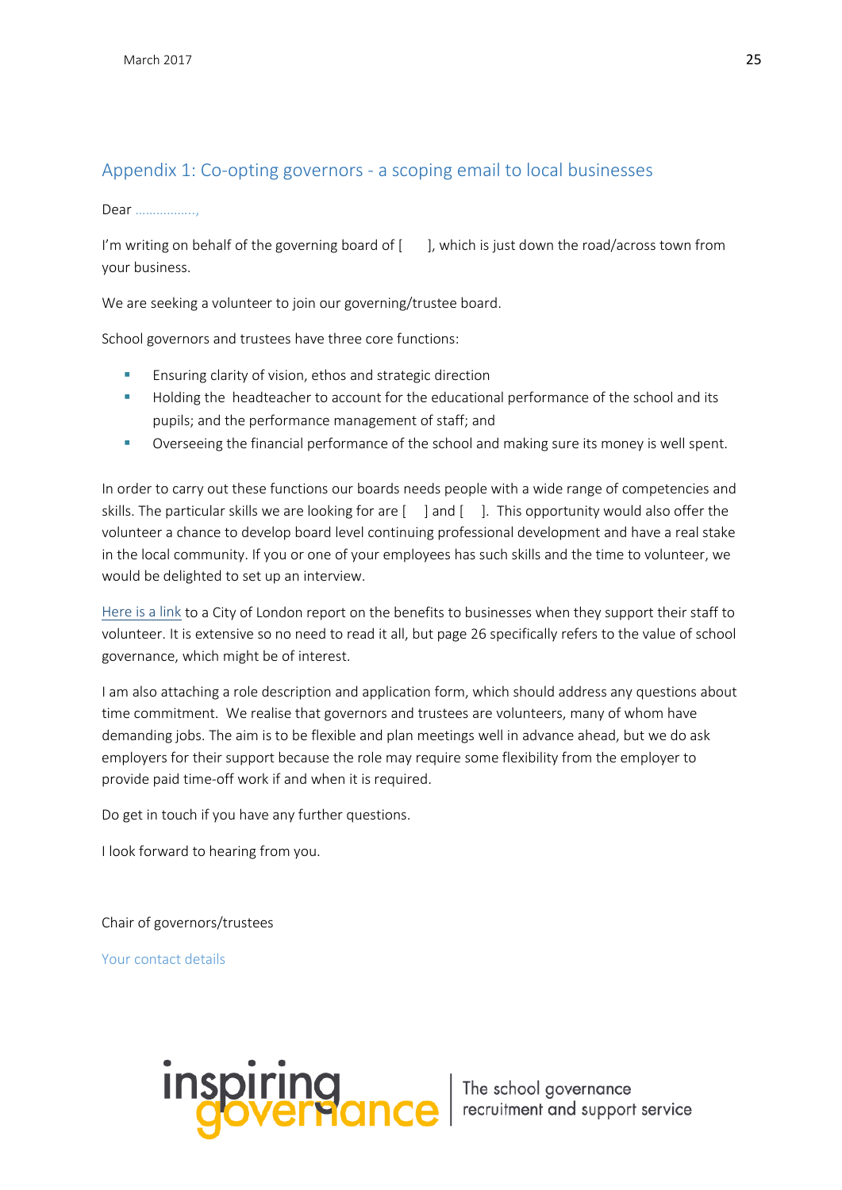## Appendix 1: Co-opting governors - a scoping email to local businesses

Dear ……………..,

I'm writing on behalf of the governing board of [ ], which is just down the road/across town from your business.

We are seeking a volunteer to join our governing/trustee board.

School governors and trustees have three core functions:

- Ensuring clarity of vision, ethos and strategic direction
- Holding the headteacher to account for the educational performance of the school and its pupils; and the performance management of staff; and
- Overseeing the financial performance of the school and making sure its money is well spent.

In order to carry out these functions our boards needs people with a wide range of competencies and skills. The particular skills we are looking for are [ ] and [ ]. This opportunity would also offer the volunteer a chance to develop board level continuing professional development and have a real stake in the local community. If you or one of your employees has such skills and the time to volunteer, we would be delighted to set up an interview.

Here is a link to a City of London report on the benefits to businesses when they support their staff to volunteer. It is extensive so no need to read it all, but page 26 specifically refers to the value of school governance, which might be of interest.

I am also attaching a role description and application form, which should address any questions about time commitment. We realise that governors and trustees are volunteers, many of whom have demanding jobs. The aim is to be flexible and plan meetings well in advance ahead, but we do ask employers for their support because the role may require some flexibility from the employer to provide paid time-off work if and when it is required.

Do get in touch if you have any further questions.

I look forward to hearing from you.

Chair of governors/trustees

Your contact details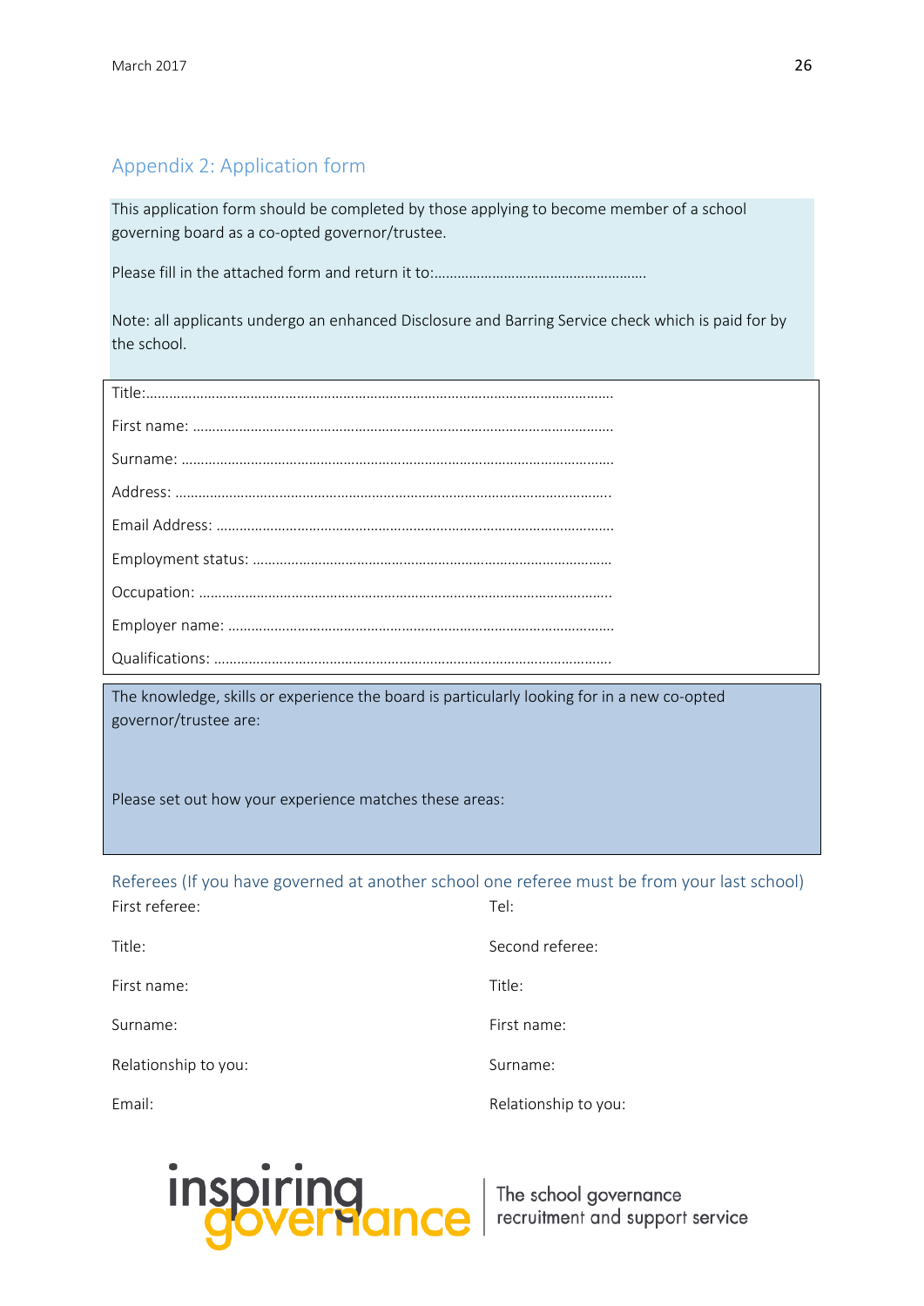## Appendix 2: Application form

This application form should be completed by those applying to become member of a school governing board as a co-opted governor/trustee.

Please fill in the attached form and return it to:……………………………………………….

Note: all applicants undergo an enhanced Disclosure and Barring Service check which is paid for by the school.

Title:…………………………………………………………………………………………………………

First name: ………………………………………………………………………………………………

Surname: …………………………………………………………………………………………………

Address: …………………………………………………………………………………………………

Email Address: …………………………………………………………………………………………

Employment status: ……………………………………………………………………………………

Occupation: ………………………………………………………………………………………………

Employer name: …………………………………………………………………………………………

Qualifications: …………………………………………………………………………………………

The knowledge, skills or experience the board is particularly looking for in a new co-opted governor/trustee are:

Please set out how your experience matches these areas:

### Referees (If you have governed at another school one referee must be from your last school)

First referee:

Title:

First name:

Surname:

Relationship to you:

Email:

Tel:

Second referee:

Title:

First name:

Surname:

Relationship to you:

inspiring governance | The school governance recruitment and support service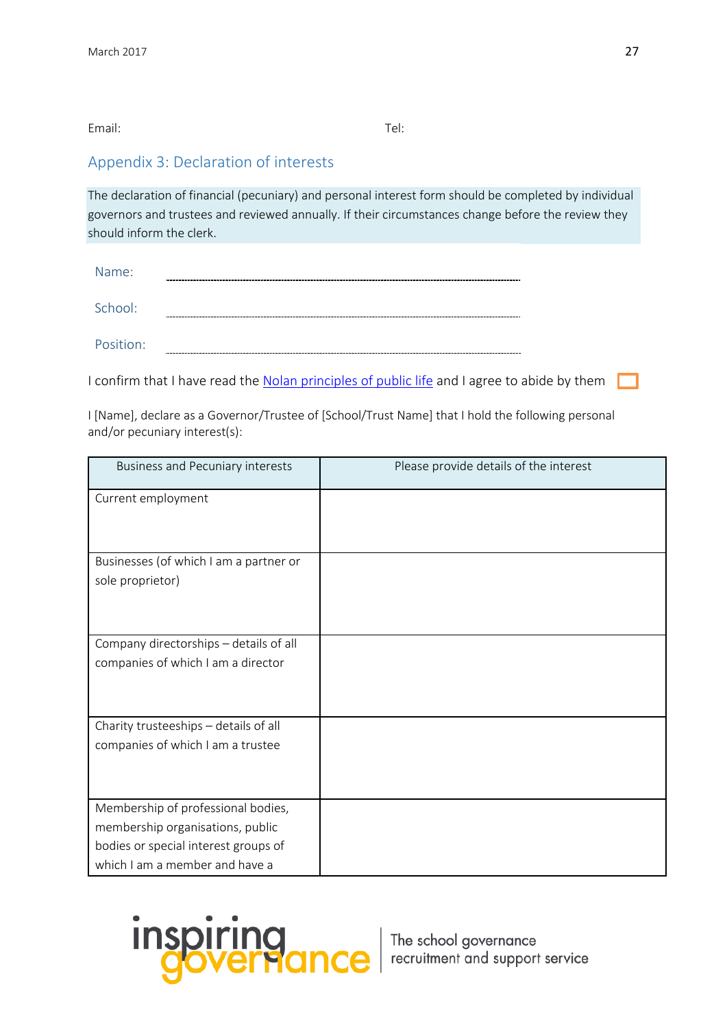Email: Tel:

## Appendix 3: Declaration of interests

The declaration of financial (pecuniary) and personal interest form should be completed by individual governors and trustees and reviewed annually. If their circumstances change before the review they should inform the clerk.

Name: ........................................................................................................

School: ........................................................................................................

Position: ........................................................................................................

I confirm that I have read the [Nolan principles of public life]() and I agree to abide by them ☐

I [Name], declare as a Governor/Trustee of [School/Trust Name] that I hold the following personal and/or pecuniary interest(s):

| Business and Pecuniary interests | Please provide details of the interest |
|---|---|
| Current employment | |
| Businesses (of which I am a partner or sole proprietor) | |
| Company directorships – details of all companies of which I am a director | |
| Charity trusteeships – details of all companies of which I am a trustee | |
| Membership of professional bodies, membership organisations, public bodies or special interest groups of which I am a member and have a | |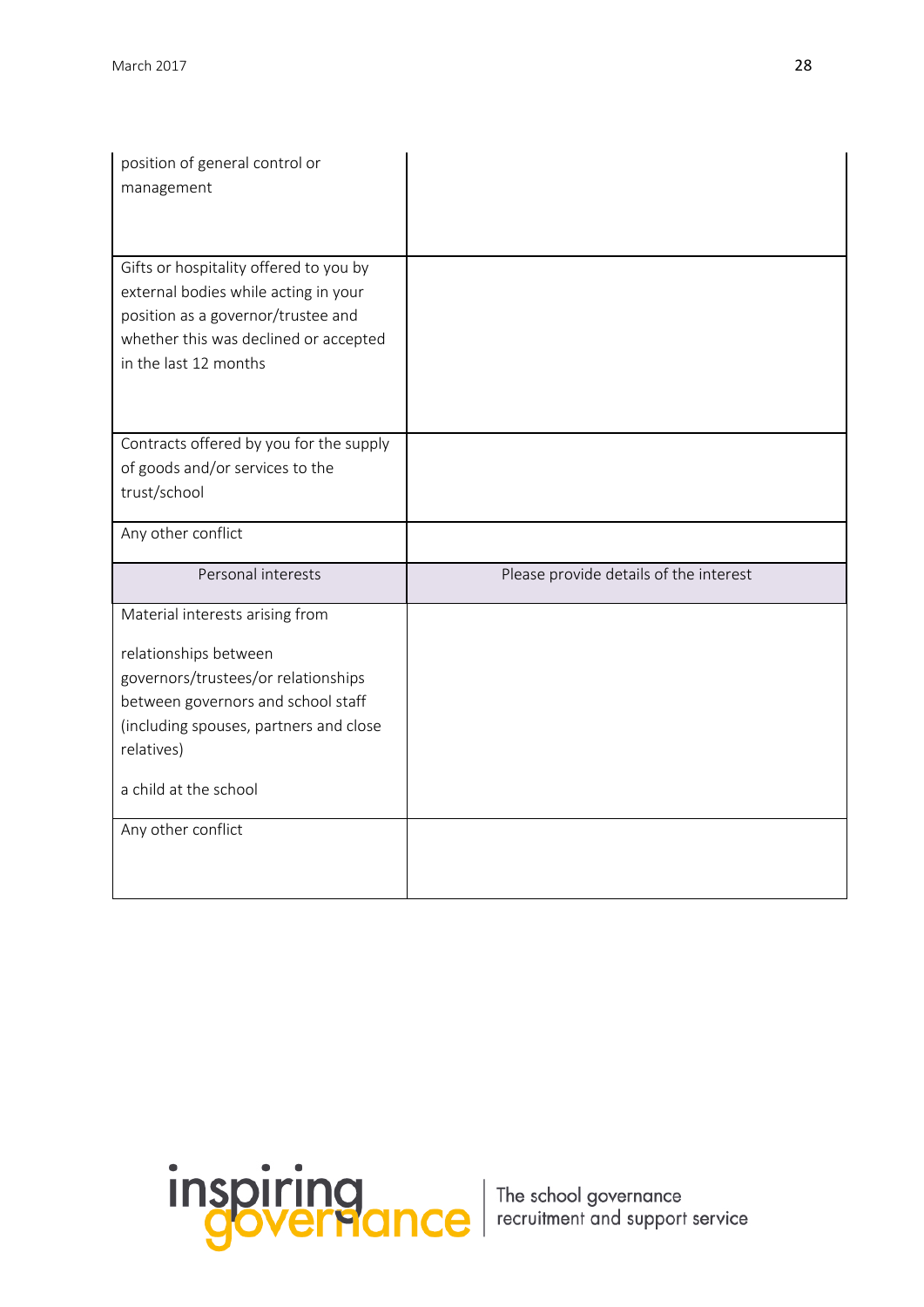| | |
|---|---|
| position of general control or management | |
| Gifts or hospitality offered to you by external bodies while acting in your position as a governor/trustee and whether this was declined or accepted in the last 12 months | |
| Contracts offered by you for the supply of goods and/or services to the trust/school | |
| Any other conflict | |
| Personal interests | Please provide details of the interest |
| Material interests arising from<br><br>relationships between governors/trustees/or relationships between governors and school staff (including spouses, partners and close relatives)<br><br>a child at the school | |
| Any other conflict | |

inspiring governance | The school governance recruitment and support service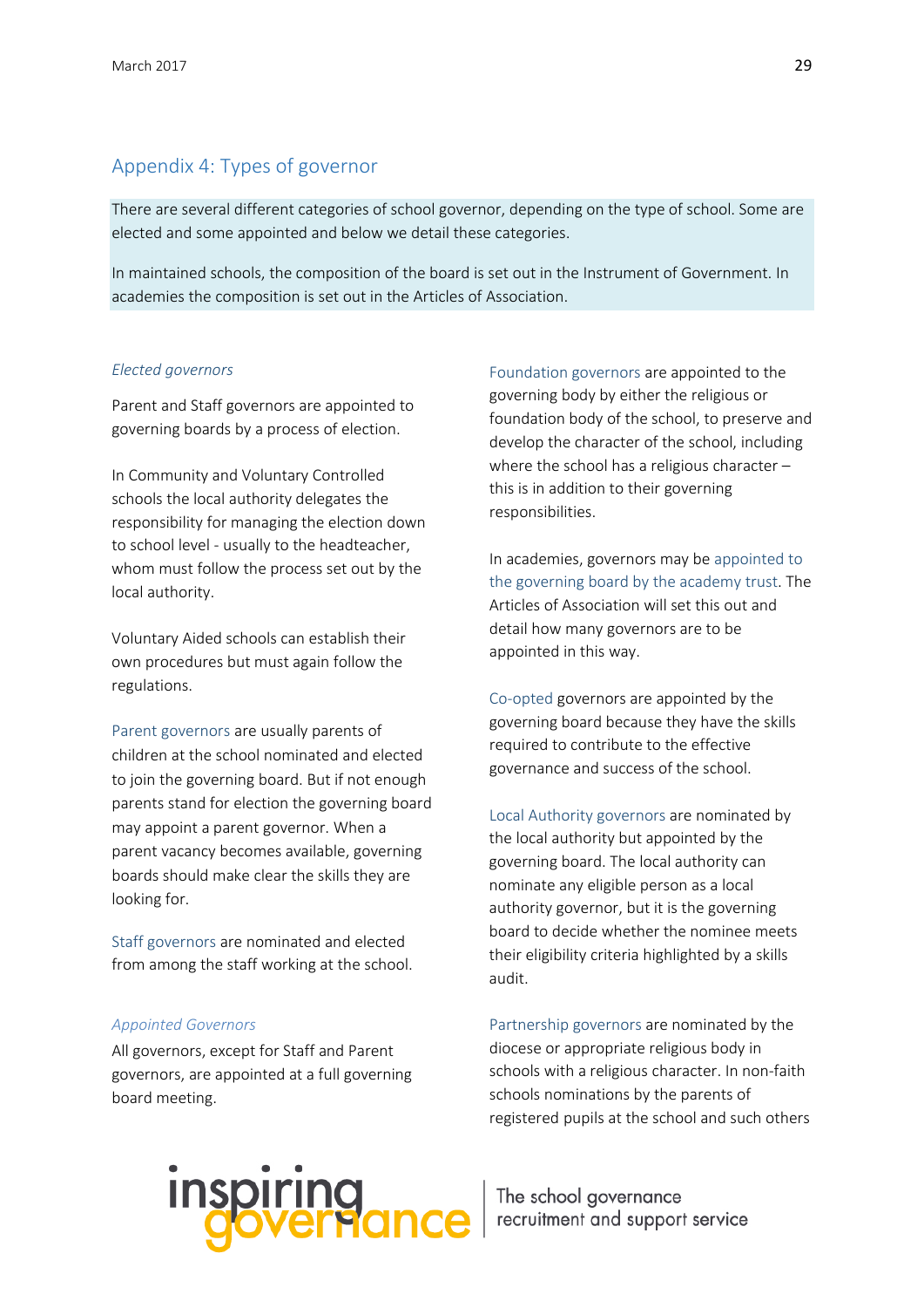## Appendix 4: Types of governor

There are several different categories of school governor, depending on the type of school. Some are elected and some appointed and below we detail these categories.

In maintained schools, the composition of the board is set out in the Instrument of Government. In academies the composition is set out in the Articles of Association.

*Elected governors*

Parent and Staff governors are appointed to governing boards by a process of election.

In Community and Voluntary Controlled schools the local authority delegates the responsibility for managing the election down to school level - usually to the headteacher, whom must follow the process set out by the local authority.

Voluntary Aided schools can establish their own procedures but must again follow the regulations.

Parent governors are usually parents of children at the school nominated and elected to join the governing board. But if not enough parents stand for election the governing board may appoint a parent governor. When a parent vacancy becomes available, governing boards should make clear the skills they are looking for.

Staff governors are nominated and elected from among the staff working at the school.

*Appointed Governors*

All governors, except for Staff and Parent governors, are appointed at a full governing board meeting.

Foundation governors are appointed to the governing body by either the religious or foundation body of the school, to preserve and develop the character of the school, including where the school has a religious character – this is in addition to their governing responsibilities.

In academies, governors may be appointed to the governing board by the academy trust. The Articles of Association will set this out and detail how many governors are to be appointed in this way.

Co-opted governors are appointed by the governing board because they have the skills required to contribute to the effective governance and success of the school.

Local Authority governors are nominated by the local authority but appointed by the governing board. The local authority can nominate any eligible person as a local authority governor, but it is the governing board to decide whether the nominee meets their eligibility criteria highlighted by a skills audit.

Partnership governors are nominated by the diocese or appropriate religious body in schools with a religious character. In non-faith schools nominations by the parents of registered pupils at the school and such others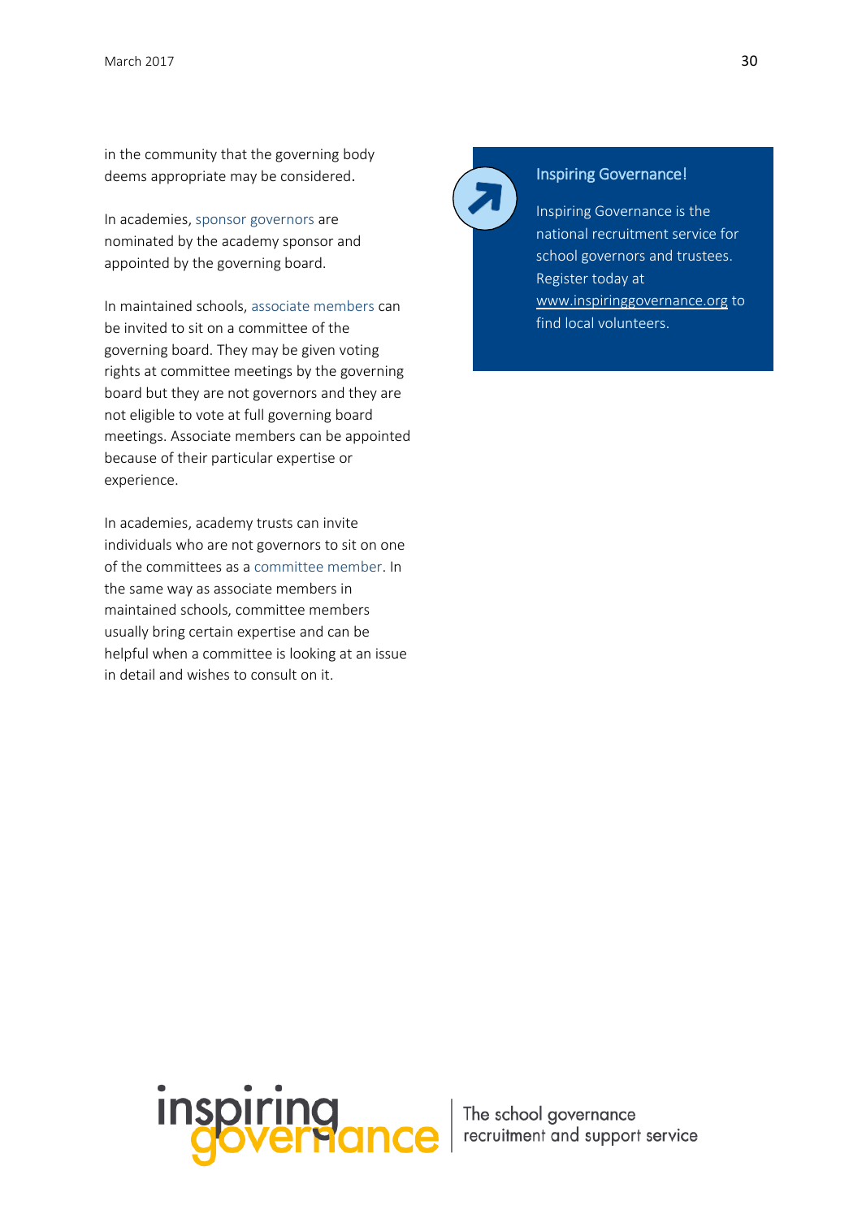in the community that the governing body deems appropriate may be considered.

In academies, sponsor governors are nominated by the academy sponsor and appointed by the governing board.

In maintained schools, associate members can be invited to sit on a committee of the governing board. They may be given voting rights at committee meetings by the governing board but they are not governors and they are not eligible to vote at full governing board meetings. Associate members can be appointed because of their particular expertise or experience.

In academies, academy trusts can invite individuals who are not governors to sit on one of the committees as a committee member. In the same way as associate members in maintained schools, committee members usually bring certain expertise and can be helpful when a committee is looking at an issue in detail and wishes to consult on it.

### Inspiring Governance!

Inspiring Governance is the national recruitment service for school governors and trustees. Register today at www.inspiringgovernance.org to find local volunteers.

inspiring governance | The school governance recruitment and support service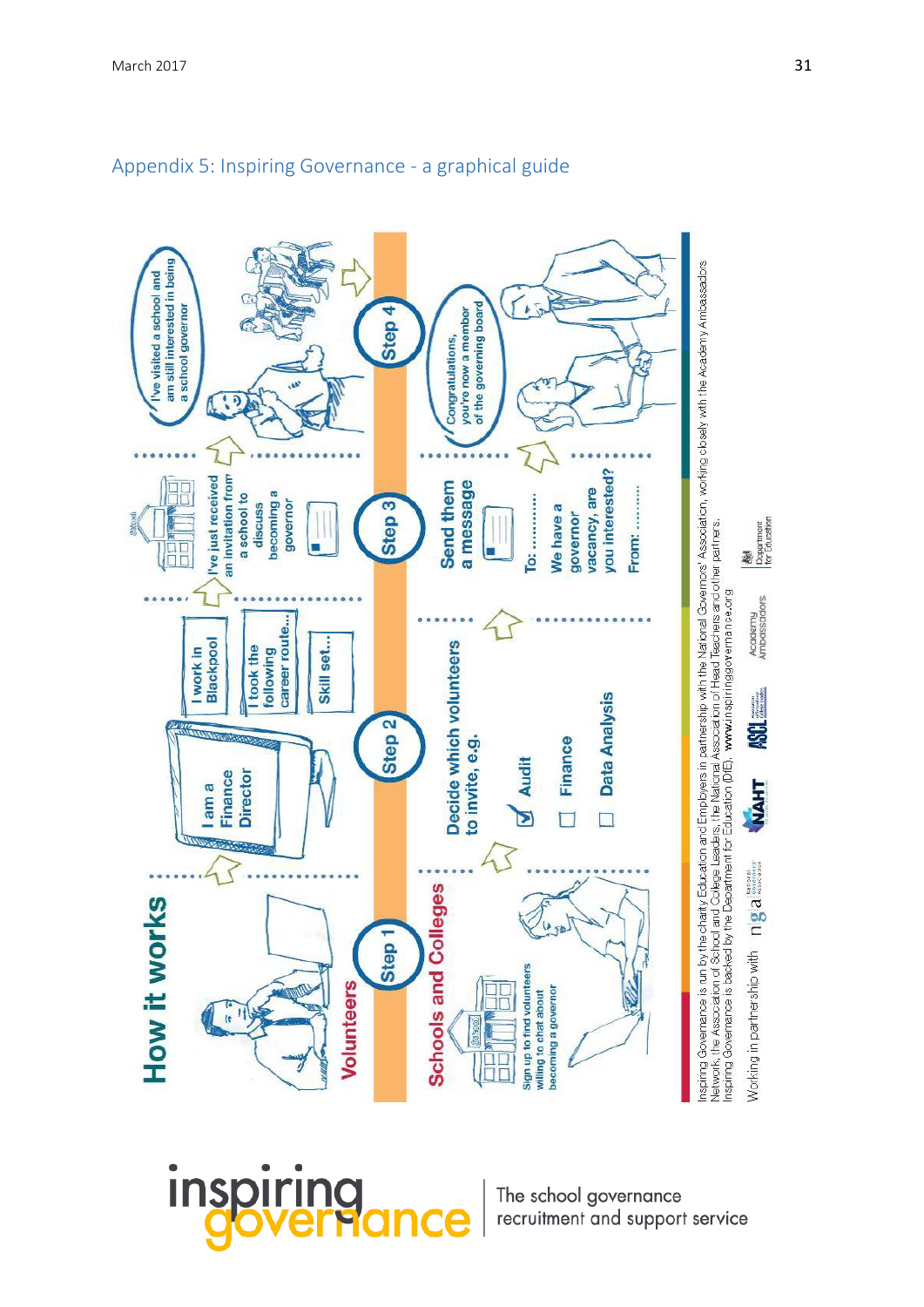## Appendix 5: Inspiring Governance - a graphical guide

How it works

Volunteers

Step 1

I am a Finance Director

I work in Blackpool

I took the following career route...

Skill set...

Step 2

I've just received an invitation from a school to discuss becoming a governor

Step 3

I've visited a school and am still interested in being a school governor

Step 4

Schools and Colleges

Sign up to find volunteers willing to chat about becoming a governor

Decide which volunteers to invite, e.g.

- [x] Audit
- [ ] Finance
- [ ] Data Analysis

Send them a message

To: ...........

We have a governor vacancy, are you interested?

From: ...........

Congratulations, you're now a member of the governing board

Inspiring Governance is run by the charity Education and Employers in partnership with the National Governors' Association, working closely with the Academy Ambassadors Network, the Association of School and College Leaders, the National Association of Head Teachers and other partners. Inspiring Governance is backed by the Department for Education (DfE). www.inspiringgovernance.org

Working in partnership with nga National Governors' Association, NAHT, ASCL Association of School and College Leaders, Academy Ambassadors, Department for Education

inspiring governance | The school governance recruitment and support service